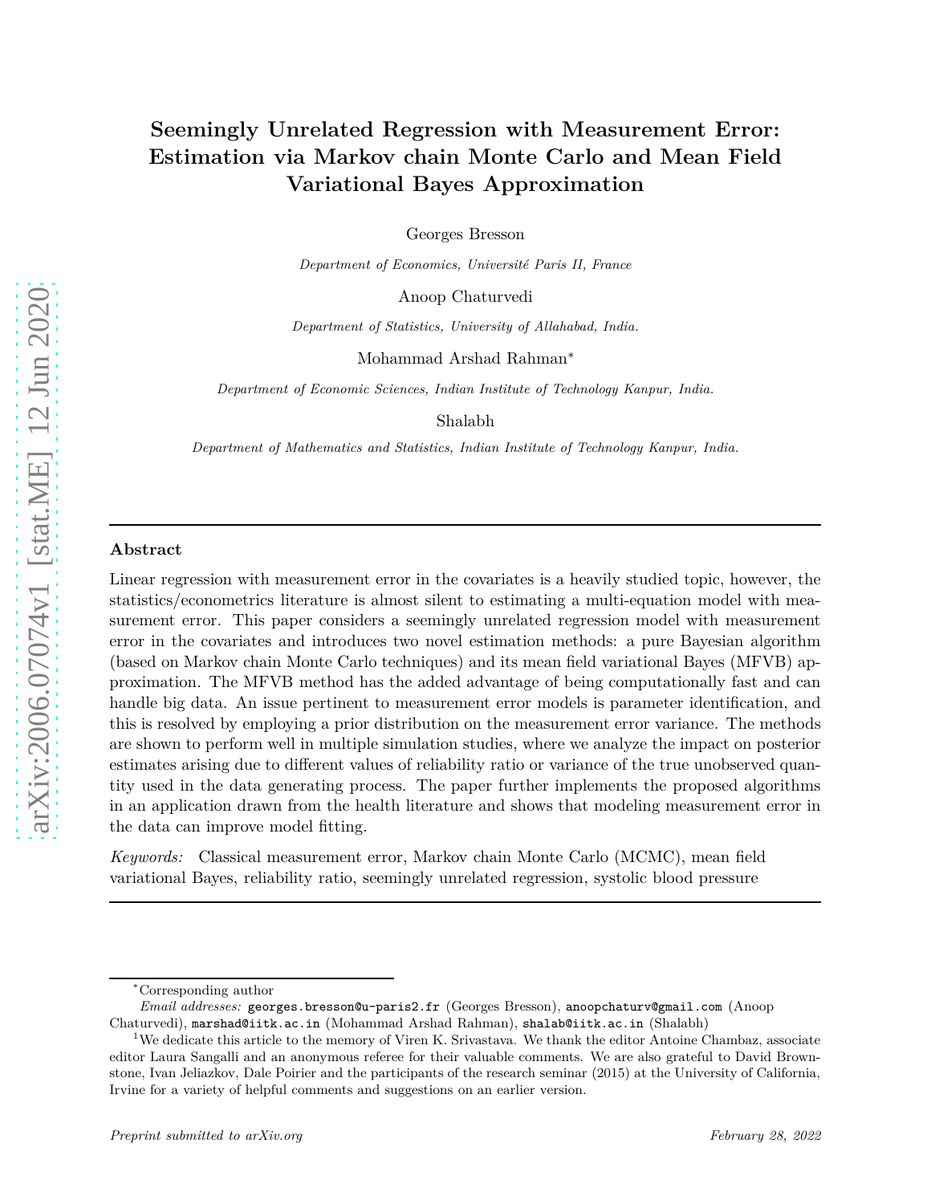# Seemingly Unrelated Regression with Measurement Error: Estimation via Markov chain Monte Carlo and Mean Field Variational Bayes Approximation

Georges Bresson

*Department of Economics, Université Paris II, France*

Anoop Chaturvedi

*Department of Statistics, University of Allahabad, India.*

Mohammad Arshad Rahman*

*Department of Economic Sciences, Indian Institute of Technology Kanpur, India.*

Shalabh

*Department of Mathematics and Statistics, Indian Institute of Technology Kanpur, India.*

---

## Abstract

Linear regression with measurement error in the covariates is a heavily studied topic, however, the statistics/econometrics literature is almost silent to estimating a multi-equation model with measurement error. This paper considers a seemingly unrelated regression model with measurement error in the covariates and introduces two novel estimation methods: a pure Bayesian algorithm (based on Markov chain Monte Carlo techniques) and its mean field variational Bayes (MFVB) approximation. The MFVB method has the added advantage of being computationally fast and can handle big data. An issue pertinent to measurement error models is parameter identification, and this is resolved by employing a prior distribution on the measurement error variance. The methods are shown to perform well in multiple simulation studies, where we analyze the impact on posterior estimates arising due to different values of reliability ratio or variance of the true unobserved quantity used in the data generating process. The paper further implements the proposed algorithms in an application drawn from the health literature and shows that modeling measurement error in the data can improve model fitting.

*Keywords:* Classical measurement error, Markov chain Monte Carlo (MCMC), mean field variational Bayes, reliability ratio, seemingly unrelated regression, systolic blood pressure

---

*Corresponding author

*Email addresses:* georges.bresson@u-paris2.fr (Georges Bresson), anoopchaturv@gmail.com (Anoop Chaturvedi), marshad@iitk.ac.in (Mohammad Arshad Rahman), shalab@iitk.ac.in (Shalabh)

[1]We dedicate this article to the memory of Viren K. Srivastava. We thank the editor Antoine Chambaz, associate editor Laura Sangalli and an anonymous referee for their valuable comments. We are also grateful to David Brownstone, Ivan Jeliazkov, Dale Poirier and the participants of the research seminar (2015) at the University of California, Irvine for a variety of helpful comments and suggestions on an earlier version.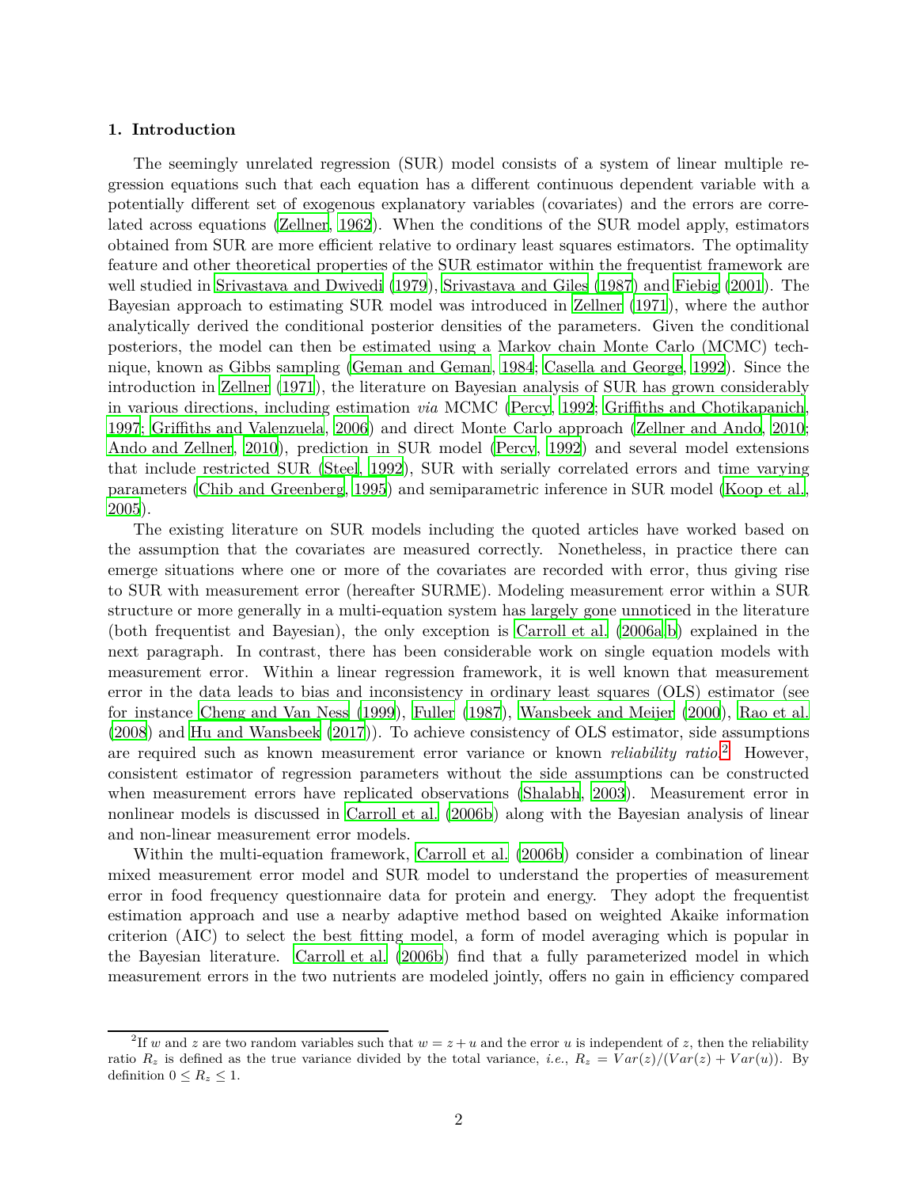## 1. Introduction

The seemingly unrelated regression (SUR) model consists of a system of linear multiple regression equations such that each equation has a different continuous dependent variable with a potentially different set of exogenous explanatory variables (covariates) and the errors are correlated across equations (Zellner, 1962). When the conditions of the SUR model apply, estimators obtained from SUR are more efficient relative to ordinary least squares estimators. The optimality feature and other theoretical properties of the SUR estimator within the frequentist framework are well studied in Srivastava and Dwivedi (1979), Srivastava and Giles (1987) and Fiebig (2001). The Bayesian approach to estimating SUR model was introduced in Zellner (1971), where the author analytically derived the conditional posterior densities of the parameters. Given the conditional posteriors, the model can then be estimated using a Markov chain Monte Carlo (MCMC) technique, known as Gibbs sampling (Geman and Geman, 1984; Casella and George, 1992). Since the introduction in Zellner (1971), the literature on Bayesian analysis of SUR has grown considerably in various directions, including estimation *via* MCMC (Percy, 1992; Griffiths and Chotikapanich, 1997; Griffiths and Valenzuela, 2006) and direct Monte Carlo approach (Zellner and Ando, 2010; Ando and Zellner, 2010), prediction in SUR model (Percy, 1992) and several model extensions that include restricted SUR (Steel, 1992), SUR with serially correlated errors and time varying parameters (Chib and Greenberg, 1995) and semiparametric inference in SUR model (Koop et al., 2005).

The existing literature on SUR models including the quoted articles have worked based on the assumption that the covariates are measured correctly. Nonetheless, in practice there can emerge situations where one or more of the covariates are recorded with error, thus giving rise to SUR with measurement error (hereafter SURME). Modeling measurement error within a SUR structure or more generally in a multi-equation system has largely gone unnoticed in the literature (both frequentist and Bayesian), the only exception is Carroll et al. (2006a,b) explained in the next paragraph. In contrast, there has been considerable work on single equation models with measurement error. Within a linear regression framework, it is well known that measurement error in the data leads to bias and inconsistency in ordinary least squares (OLS) estimator (see for instance Cheng and Van Ness (1999), Fuller (1987), Wansbeek and Meijer (2000), Rao et al. (2008) and Hu and Wansbeek (2017)). To achieve consistency of OLS estimator, side assumptions are required such as known measurement error variance or known *reliability ratio*.[2] However, consistent estimator of regression parameters without the side assumptions can be constructed when measurement errors have replicated observations (Shalabh, 2003). Measurement error in nonlinear models is discussed in Carroll et al. (2006b) along with the Bayesian analysis of linear and non-linear measurement error models.

Within the multi-equation framework, Carroll et al. (2006b) consider a combination of linear mixed measurement error model and SUR model to understand the properties of measurement error in food frequency questionnaire data for protein and energy. They adopt the frequentist estimation approach and use a nearby adaptive method based on weighted Akaike information criterion (AIC) to select the best fitting model, a form of model averaging which is popular in the Bayesian literature. Carroll et al. (2006b) find that a fully parameterized model in which measurement errors in the two nutrients are modeled jointly, offers no gain in efficiency compared

[2] If $w$ and $z$ are two random variables such that $w = z + u$ and the error $u$ is independent of $z$, then the reliability ratio $R_z$ is defined as the true variance divided by the total variance, *i.e.*, $R_z = Var(z)/(Var(z) + Var(u))$. By definition $0 \leq R_z \leq 1$.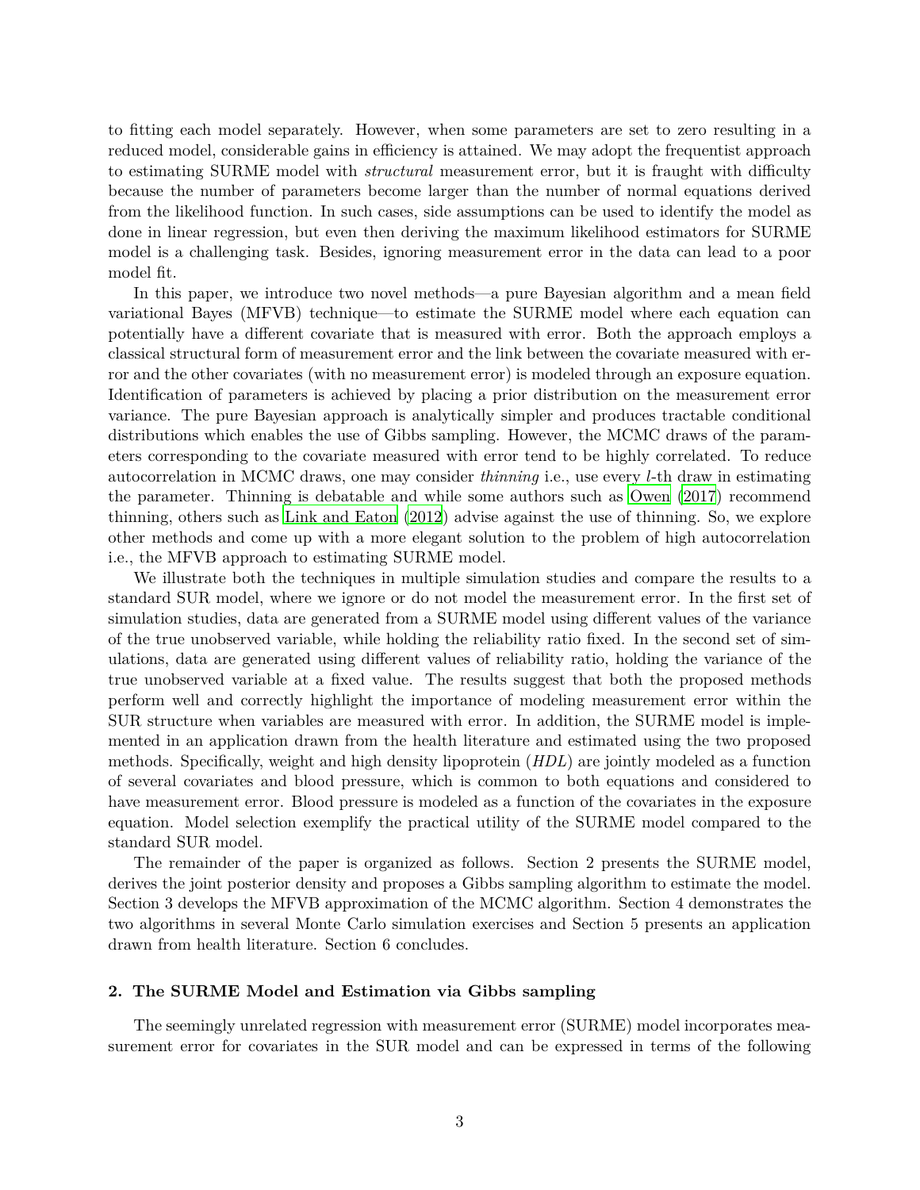to fitting each model separately. However, when some parameters are set to zero resulting in a reduced model, considerable gains in efficiency is attained. We may adopt the frequentist approach to estimating SURME model with *structural* measurement error, but it is fraught with difficulty because the number of parameters become larger than the number of normal equations derived from the likelihood function. In such cases, side assumptions can be used to identify the model as done in linear regression, but even then deriving the maximum likelihood estimators for SURME model is a challenging task. Besides, ignoring measurement error in the data can lead to a poor model fit.

In this paper, we introduce two novel methods—a pure Bayesian algorithm and a mean field variational Bayes (MFVB) technique—to estimate the SURME model where each equation can potentially have a different covariate that is measured with error. Both the approach employs a classical structural form of measurement error and the link between the covariate measured with error and the other covariates (with no measurement error) is modeled through an exposure equation. Identification of parameters is achieved by placing a prior distribution on the measurement error variance. The pure Bayesian approach is analytically simpler and produces tractable conditional distributions which enables the use of Gibbs sampling. However, the MCMC draws of the parameters corresponding to the covariate measured with error tend to be highly correlated. To reduce autocorrelation in MCMC draws, one may consider *thinning* i.e., use every $l$-th draw in estimating the parameter. Thinning is debatable and while some authors such as Owen (2017) recommend thinning, others such as Link and Eaton (2012) advise against the use of thinning. So, we explore other methods and come up with a more elegant solution to the problem of high autocorrelation i.e., the MFVB approach to estimating SURME model.

We illustrate both the techniques in multiple simulation studies and compare the results to a standard SUR model, where we ignore or do not model the measurement error. In the first set of simulation studies, data are generated from a SURME model using different values of the variance of the true unobserved variable, while holding the reliability ratio fixed. In the second set of simulations, data are generated using different values of reliability ratio, holding the variance of the true unobserved variable at a fixed value. The results suggest that both the proposed methods perform well and correctly highlight the importance of modeling measurement error within the SUR structure when variables are measured with error. In addition, the SURME model is implemented in an application drawn from the health literature and estimated using the two proposed methods. Specifically, weight and high density lipoprotein (*HDL*) are jointly modeled as a function of several covariates and blood pressure, which is common to both equations and considered to have measurement error. Blood pressure is modeled as a function of the covariates in the exposure equation. Model selection exemplify the practical utility of the SURME model compared to the standard SUR model.

The remainder of the paper is organized as follows. Section 2 presents the SURME model, derives the joint posterior density and proposes a Gibbs sampling algorithm to estimate the model. Section 3 develops the MFVB approximation of the MCMC algorithm. Section 4 demonstrates the two algorithms in several Monte Carlo simulation exercises and Section 5 presents an application drawn from health literature. Section 6 concludes.

## 2. The SURME Model and Estimation via Gibbs sampling

The seemingly unrelated regression with measurement error (SURME) model incorporates measurement error for covariates in the SUR model and can be expressed in terms of the following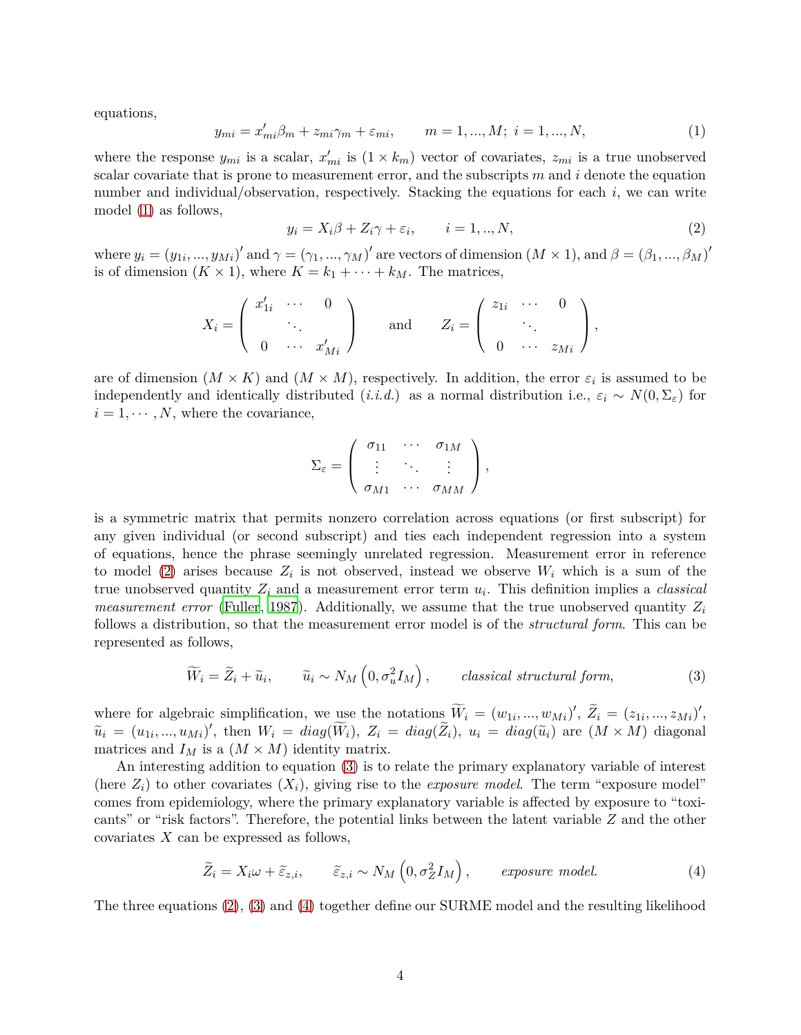equations,

$$
y_{mi} = x'_{mi}\beta_m + z_{mi}\gamma_m + \varepsilon_{mi}, \qquad m = 1, ..., M;\ i = 1, ..., N, \tag{1}
$$

where the response $y_{mi}$ is a scalar, $x'_{mi}$ is $(1 \times k_m)$ vector of covariates, $z_{mi}$ is a true unobserved scalar covariate that is prone to measurement error, and the subscripts $m$ and $i$ denote the equation number and individual/observation, respectively. Stacking the equations for each $i$, we can write model (1) as follows,

$$
y_i = X_i\beta + Z_i\gamma + \varepsilon_i, \qquad i = 1, .., N, \tag{2}
$$

where $y_i = (y_{1i}, ..., y_{Mi})'$ and $\gamma = (\gamma_1, ..., \gamma_M)'$ are vectors of dimension $(M \times 1)$, and $\beta = (\beta_1, ..., \beta_M)'$ is of dimension $(K \times 1)$, where $K = k_1 + \cdots + k_M$. The matrices,

$$
X_i = \begin{pmatrix} x'_{1i} & \cdots & 0 \\ & \ddots & \\ 0 & \cdots & x'_{Mi} \end{pmatrix} \qquad \text{and} \qquad Z_i = \begin{pmatrix} z_{1i} & \cdots & 0 \\ & \ddots & \\ 0 & \cdots & z_{Mi} \end{pmatrix},
$$

are of dimension $(M \times K)$ and $(M \times M)$, respectively. In addition, the error $\varepsilon_i$ is assumed to be independently and identically distributed (*i.i.d.*) as a normal distribution i.e., $\varepsilon_i \sim N(0, \Sigma_\varepsilon)$ for $i = 1, \cdots, N$, where the covariance,

$$
\Sigma_\varepsilon = \begin{pmatrix} \sigma_{11} & \cdots & \sigma_{1M} \\ \vdots & \ddots & \vdots \\ \sigma_{M1} & \cdots & \sigma_{MM} \end{pmatrix},
$$

is a symmetric matrix that permits nonzero correlation across equations (or first subscript) for any given individual (or second subscript) and ties each independent regression into a system of equations, hence the phrase seemingly unrelated regression. Measurement error in reference to model (2) arises because $Z_i$ is not observed, instead we observe $W_i$ which is a sum of the true unobserved quantity $Z_i$ and a measurement error term $u_i$. This definition implies a *classical measurement error* (Fuller, 1987). Additionally, we assume that the true unobserved quantity $Z_i$ follows a distribution, so that the measurement error model is of the *structural form*. This can be represented as follows,

$$
\widetilde{W}_i = \widetilde{Z}_i + \widetilde{u}_i, \qquad \widetilde{u}_i \sim N_M\left(0, \sigma_u^2 I_M\right), \qquad \textit{classical structural form}, \tag{3}
$$

where for algebraic simplification, we use the notations $\widetilde{W}_i = (w_{1i}, ..., w_{Mi})'$, $\widetilde{Z}_i = (z_{1i}, ..., z_{Mi})'$, $\widetilde{u}_i = (u_{1i}, ..., u_{Mi})'$, then $W_i = diag(\widetilde{W}_i)$, $Z_i = diag(\widetilde{Z}_i)$, $u_i = diag(\widetilde{u}_i)$ are $(M \times M)$ diagonal matrices and $I_M$ is a $(M \times M)$ identity matrix.

An interesting addition to equation (3) is to relate the primary explanatory variable of interest (here $Z_i$) to other covariates ($X_i$), giving rise to the *exposure model*. The term "exposure model" comes from epidemiology, where the primary explanatory variable is affected by exposure to "toxicants" or "risk factors". Therefore, the potential links between the latent variable $Z$ and the other covariates $X$ can be expressed as follows,

$$
\widetilde{Z}_i = X_i\omega + \widetilde{\varepsilon}_{z,i}, \qquad \widetilde{\varepsilon}_{z,i} \sim N_M\left(0, \sigma_Z^2 I_M\right), \qquad \textit{exposure model}. \tag{4}
$$

The three equations (2), (3) and (4) together define our SURME model and the resulting likelihood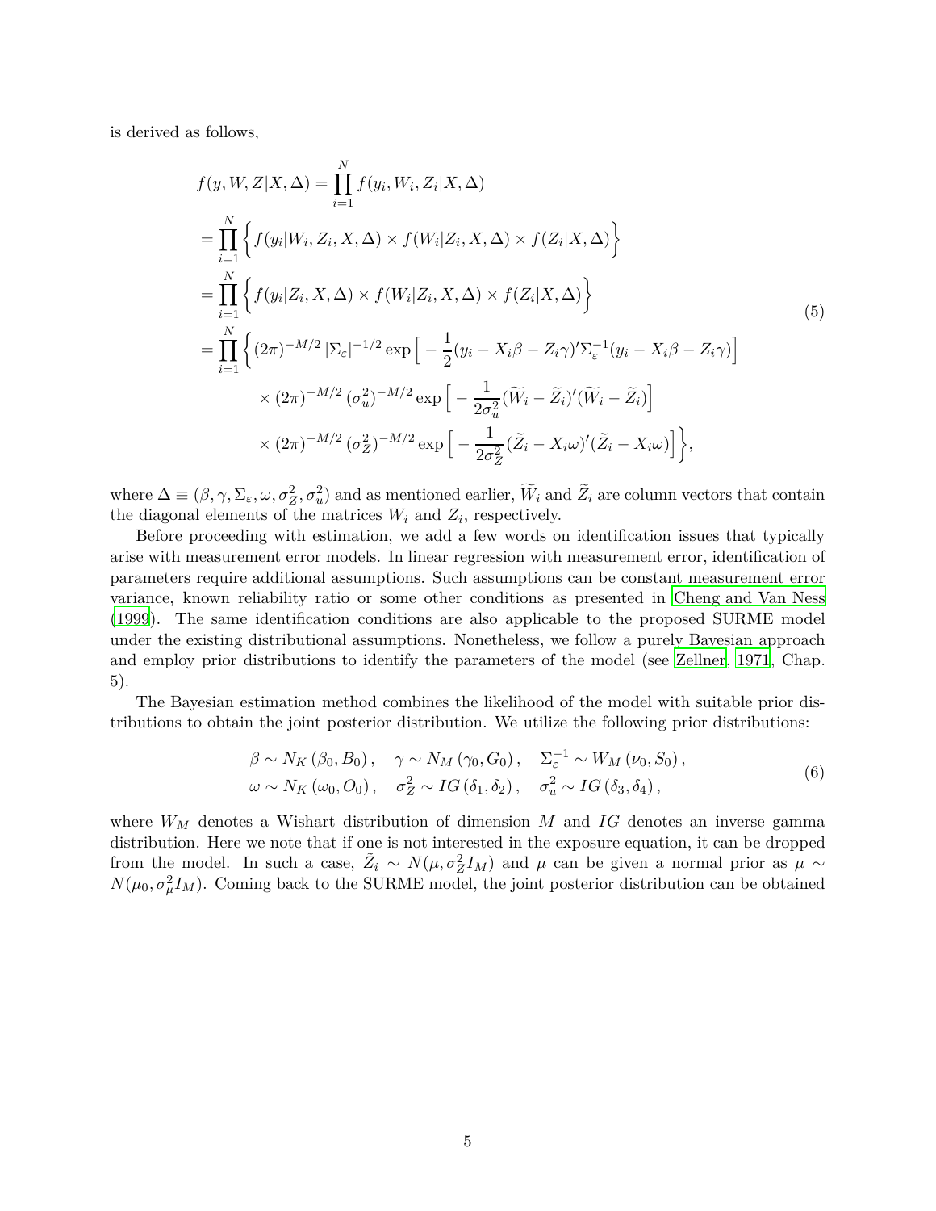is derived as follows,

$$
\begin{aligned}
f(y, W, Z|X, \Delta) &= \prod_{i=1}^{N} f(y_i, W_i, Z_i|X, \Delta) \\
&= \prod_{i=1}^{N} \Big\{ f(y_i|W_i, Z_i, X, \Delta) \times f(W_i|Z_i, X, \Delta) \times f(Z_i|X, \Delta) \Big\} \\
&= \prod_{i=1}^{N} \Big\{ f(y_i|Z_i, X, \Delta) \times f(W_i|Z_i, X, \Delta) \times f(Z_i|X, \Delta) \Big\} \\
&= \prod_{i=1}^{N} \Big\{ (2\pi)^{-M/2} \, |\Sigma_{\varepsilon}|^{-1/2} \exp\Big[ -\frac{1}{2}(y_i - X_i\beta - Z_i\gamma)'\Sigma_{\varepsilon}^{-1}(y_i - X_i\beta - Z_i\gamma) \Big] \\
&\qquad \times (2\pi)^{-M/2} \, (\sigma_u^2)^{-M/2} \exp\Big[ -\frac{1}{2\sigma_u^2}(\widetilde{W}_i - \widetilde{Z}_i)'(\widetilde{W}_i - \widetilde{Z}_i) \Big] \\
&\qquad \times (2\pi)^{-M/2} \, (\sigma_Z^2)^{-M/2} \exp\Big[ -\frac{1}{2\sigma_Z^2}(\widetilde{Z}_i - X_i\omega)'(\widetilde{Z}_i - X_i\omega) \Big] \Big\},
\end{aligned}
\tag{5}
$$

where $\Delta \equiv (\beta, \gamma, \Sigma_{\varepsilon}, \omega, \sigma_Z^2, \sigma_u^2)$ and as mentioned earlier, $\widetilde{W}_i$ and $\widetilde{Z}_i$ are column vectors that contain the diagonal elements of the matrices $W_i$ and $Z_i$, respectively.

Before proceeding with estimation, we add a few words on identification issues that typically arise with measurement error models. In linear regression with measurement error, identification of parameters require additional assumptions. Such assumptions can be constant measurement error variance, known reliability ratio or some other conditions as presented in Cheng and Van Ness (1999). The same identification conditions are also applicable to the proposed SURME model under the existing distributional assumptions. Nonetheless, we follow a purely Bayesian approach and employ prior distributions to identify the parameters of the model (see Zellner, 1971, Chap. 5).

The Bayesian estimation method combines the likelihood of the model with suitable prior distributions to obtain the joint posterior distribution. We utilize the following prior distributions:

$$
\begin{aligned}
&\beta \sim N_K(\beta_0, B_0), \quad \gamma \sim N_M(\gamma_0, G_0), \quad \Sigma_{\varepsilon}^{-1} \sim W_M(\nu_0, S_0), \\
&\omega \sim N_K(\omega_0, O_0), \quad \sigma_Z^2 \sim IG(\delta_1, \delta_2), \quad \sigma_u^2 \sim IG(\delta_3, \delta_4),
\end{aligned}
\tag{6}
$$

where $W_M$ denotes a Wishart distribution of dimension $M$ and $IG$ denotes an inverse gamma distribution. Here we note that if one is not interested in the exposure equation, it can be dropped from the model. In such a case, $\tilde{Z}_i \sim N(\mu, \sigma_Z^2 I_M)$ and $\mu$ can be given a normal prior as $\mu \sim N(\mu_0, \sigma_\mu^2 I_M)$. Coming back to the SURME model, the joint posterior distribution can be obtained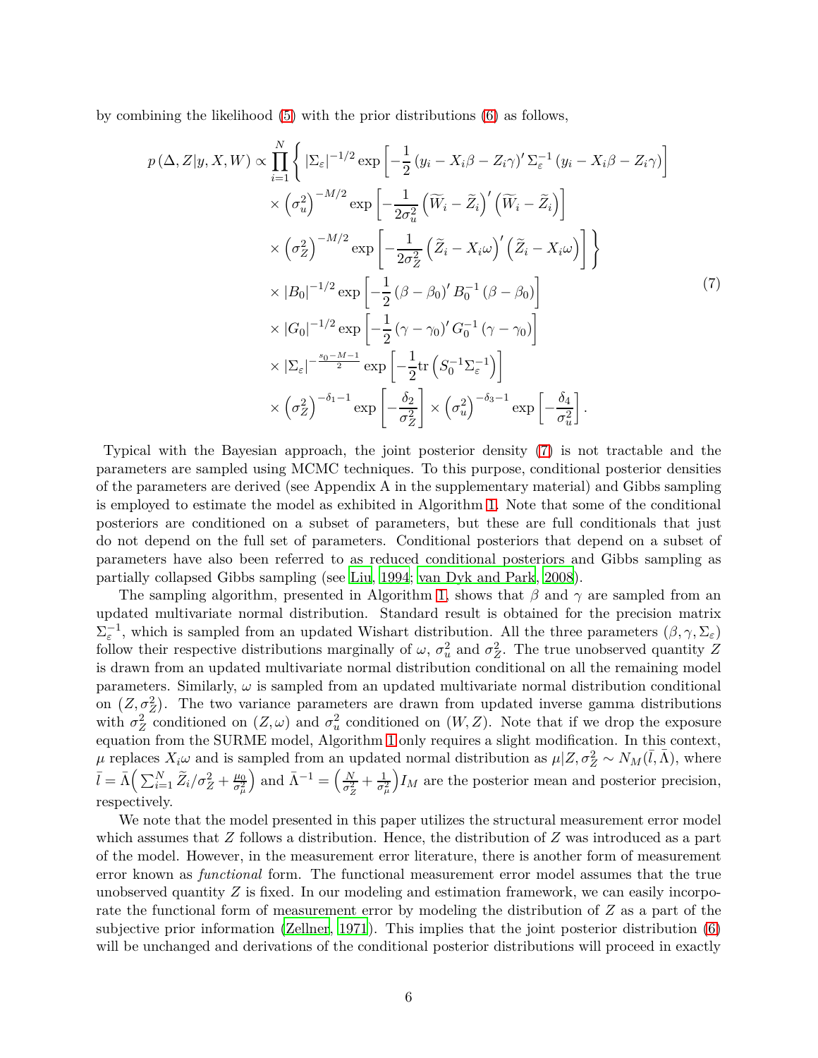by combining the likelihood (5) with the prior distributions (6) as follows,

$$
\begin{aligned}
p\left(\Delta, Z|y, X, W\right) \propto \prod_{i=1}^{N} \Bigg\{ & |\Sigma_{\varepsilon}|^{-1/2} \exp\left[-\frac{1}{2}\left(y_i - X_i\beta - Z_i\gamma\right)' \Sigma_{\varepsilon}^{-1}\left(y_i - X_i\beta - Z_i\gamma\right)\right] \\
& \times \left(\sigma_u^2\right)^{-M/2} \exp\left[-\frac{1}{2\sigma_u^2}\left(\widetilde{W}_i - \widetilde{Z}_i\right)'\left(\widetilde{W}_i - \widetilde{Z}_i\right)\right] \\
& \times \left(\sigma_Z^2\right)^{-M/2} \exp\left[-\frac{1}{2\sigma_Z^2}\left(\widetilde{Z}_i - X_i\omega\right)'\left(\widetilde{Z}_i - X_i\omega\right)\right] \Bigg\} \\
& \times |B_0|^{-1/2} \exp\left[-\frac{1}{2}\left(\beta - \beta_0\right)' B_0^{-1}\left(\beta - \beta_0\right)\right] \\
& \times |G_0|^{-1/2} \exp\left[-\frac{1}{2}\left(\gamma - \gamma_0\right)' G_0^{-1}\left(\gamma - \gamma_0\right)\right] \\
& \times |\Sigma_{\varepsilon}|^{-\frac{s_0 - M - 1}{2}} \exp\left[-\frac{1}{2}\text{tr}\left(S_0^{-1}\Sigma_{\varepsilon}^{-1}\right)\right] \\
& \times \left(\sigma_Z^2\right)^{-\delta_1 - 1} \exp\left[-\frac{\delta_2}{\sigma_Z^2}\right] \times \left(\sigma_u^2\right)^{-\delta_3 - 1} \exp\left[-\frac{\delta_4}{\sigma_u^2}\right].
\end{aligned} \tag{7}
$$

Typical with the Bayesian approach, the joint posterior density (7) is not tractable and the parameters are sampled using MCMC techniques. To this purpose, conditional posterior densities of the parameters are derived (see Appendix A in the supplementary material) and Gibbs sampling is employed to estimate the model as exhibited in Algorithm 1. Note that some of the conditional posteriors are conditioned on a subset of parameters, but these are full conditionals that just do not depend on the full set of parameters. Conditional posteriors that depend on a subset of parameters have also been referred to as reduced conditional posteriors and Gibbs sampling as partially collapsed Gibbs sampling (see Liu, 1994; van Dyk and Park, 2008).

The sampling algorithm, presented in Algorithm 1, shows that $\beta$ and $\gamma$ are sampled from an updated multivariate normal distribution. Standard result is obtained for the precision matrix $\Sigma_{\varepsilon}^{-1}$, which is sampled from an updated Wishart distribution. All the three parameters $(\beta, \gamma, \Sigma_{\varepsilon})$ follow their respective distributions marginally of $\omega$, $\sigma_u^2$ and $\sigma_Z^2$. The true unobserved quantity $Z$ is drawn from an updated multivariate normal distribution conditional on all the remaining model parameters. Similarly, $\omega$ is sampled from an updated multivariate normal distribution conditional on $(Z, \sigma_Z^2)$. The two variance parameters are drawn from updated inverse gamma distributions with $\sigma_Z^2$ conditioned on $(Z, \omega)$ and $\sigma_u^2$ conditioned on $(W, Z)$. Note that if we drop the exposure equation from the SURME model, Algorithm 1 only requires a slight modification. In this context, $\mu$ replaces $X_i\omega$ and is sampled from an updated normal distribution as $\mu|Z, \sigma_Z^2 \sim N_M(\bar{l}, \bar{\Lambda})$, where $\bar{l} = \bar{\Lambda}\Big(\sum_{i=1}^{N} \widetilde{Z}_i/\sigma_Z^2 + \frac{\mu_0}{\sigma_\mu^2}\Big)$ and $\bar{\Lambda}^{-1} = \Big(\frac{N}{\sigma_Z^2} + \frac{1}{\sigma_\mu^2}\Big)I_M$ are the posterior mean and posterior precision, respectively.

We note that the model presented in this paper utilizes the structural measurement error model which assumes that $Z$ follows a distribution. Hence, the distribution of $Z$ was introduced as a part of the model. However, in the measurement error literature, there is another form of measurement error known as *functional* form. The functional measurement error model assumes that the true unobserved quantity $Z$ is fixed. In our modeling and estimation framework, we can easily incorporate the functional form of measurement error by modeling the distribution of $Z$ as a part of the subjective prior information (Zellner, 1971). This implies that the joint posterior distribution (6) will be unchanged and derivations of the conditional posterior distributions will proceed in exactly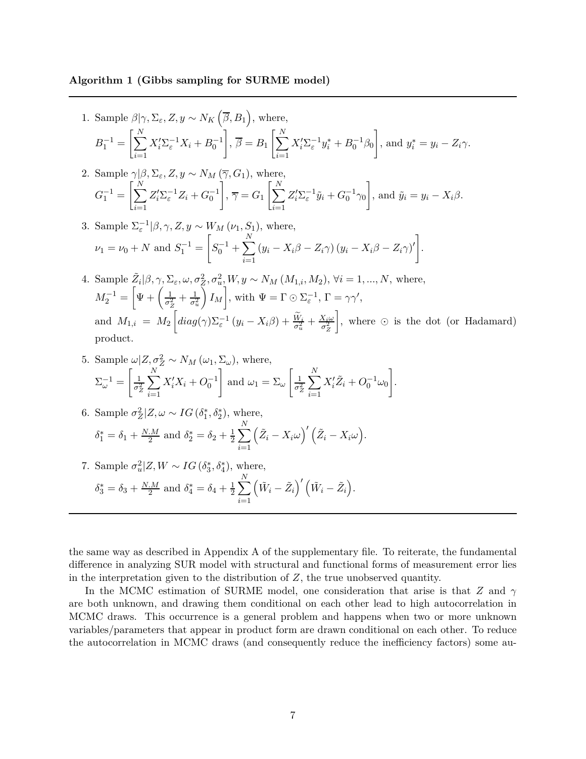**Algorithm 1 (Gibbs sampling for SURME model)**

---

1. Sample $\beta|\gamma, \Sigma_\varepsilon, Z, y \sim N_K\left(\overline{\beta}, B_1\right)$, where,
   $B_1^{-1} = \left[\sum_{i=1}^{N} X_i'\Sigma_\varepsilon^{-1}X_i + B_0^{-1}\right]$, $\overline{\beta} = B_1\left[\sum_{i=1}^{N} X_i'\Sigma_\varepsilon^{-1}y_i^* + B_0^{-1}\beta_0\right]$, and $y_i^* = y_i - Z_i\gamma$.

2. Sample $\gamma|\beta, \Sigma_\varepsilon, Z, y \sim N_M\left(\overline{\gamma}, G_1\right)$, where,
   $G_1^{-1} = \left[\sum_{i=1}^{N} Z_i'\Sigma_\varepsilon^{-1}Z_i + G_0^{-1}\right]$, $\overline{\gamma} = G_1\left[\sum_{i=1}^{N} Z_i'\Sigma_\varepsilon^{-1}\tilde{y}_i + G_0^{-1}\gamma_0\right]$, and $\tilde{y}_i = y_i - X_i\beta$.

3. Sample $\Sigma_\varepsilon^{-1}|\beta, \gamma, Z, y \sim W_M\left(\nu_1, S_1\right)$, where,
   $\nu_1 = \nu_0 + N$ and $S_1^{-1} = \left[S_0^{-1} + \sum_{i=1}^{N}\left(y_i - X_i\beta - Z_i\gamma\right)\left(y_i - X_i\beta - Z_i\gamma\right)'\right]$.

4. Sample $\tilde{Z}_i|\beta, \gamma, \Sigma_\varepsilon, \omega, \sigma_Z^2, \sigma_u^2, W, y \sim N_M\left(M_{1,i}, M_2\right)$, $\forall i = 1, ..., N$, where,
   $M_2^{-1} = \left[\Psi + \left(\frac{1}{\sigma_Z^2} + \frac{1}{\sigma_u^2}\right)I_M\right]$, with $\Psi = \Gamma \odot \Sigma_\varepsilon^{-1}$, $\Gamma = \gamma\gamma'$,
   and $M_{1,i} = M_2\left[diag(\gamma)\Sigma_\varepsilon^{-1}\left(y_i - X_i\beta\right) + \frac{\widetilde{W}_i}{\sigma_u^2} + \frac{X_i\omega}{\sigma_Z^2}\right]$, where $\odot$ is the dot (or Hadamard) product.

5. Sample $\omega|Z, \sigma_Z^2 \sim N_M\left(\omega_1, \Sigma_\omega\right)$, where,
   $\Sigma_\omega^{-1} = \left[\frac{1}{\sigma_Z^2}\sum_{i=1}^{N} X_i'X_i + O_0^{-1}\right]$ and $\omega_1 = \Sigma_\omega\left[\frac{1}{\sigma_Z^2}\sum_{i=1}^{N} X_i'\tilde{Z}_i + O_0^{-1}\omega_0\right]$.

6. Sample $\sigma_Z^2|Z, \omega \sim IG\left(\delta_1^*, \delta_2^*\right)$, where,
   $\delta_1^* = \delta_1 + \frac{N.M}{2}$ and $\delta_2^* = \delta_2 + \frac{1}{2}\sum_{i=1}^{N}\left(\tilde{Z}_i - X_i\omega\right)'\left(\tilde{Z}_i - X_i\omega\right)$.

7. Sample $\sigma_u^2|Z, W \sim IG\left(\delta_3^*, \delta_4^*\right)$, where,
   $\delta_3^* = \delta_3 + \frac{N.M}{2}$ and $\delta_4^* = \delta_4 + \frac{1}{2}\sum_{i=1}^{N}\left(\tilde{W}_i - \tilde{Z}_i\right)'\left(\tilde{W}_i - \tilde{Z}_i\right)$.

---

the same way as described in Appendix A of the supplementary file. To reiterate, the fundamental difference in analyzing SUR model with structural and functional forms of measurement error lies in the interpretation given to the distribution of $Z$, the true unobserved quantity.

In the MCMC estimation of SURME model, one consideration that arise is that $Z$ and $\gamma$ are both unknown, and drawing them conditional on each other lead to high autocorrelation in MCMC draws. This occurrence is a general problem and happens when two or more unknown variables/parameters that appear in product form are drawn conditional on each other. To reduce the autocorrelation in MCMC draws (and consequently reduce the inefficiency factors) some au-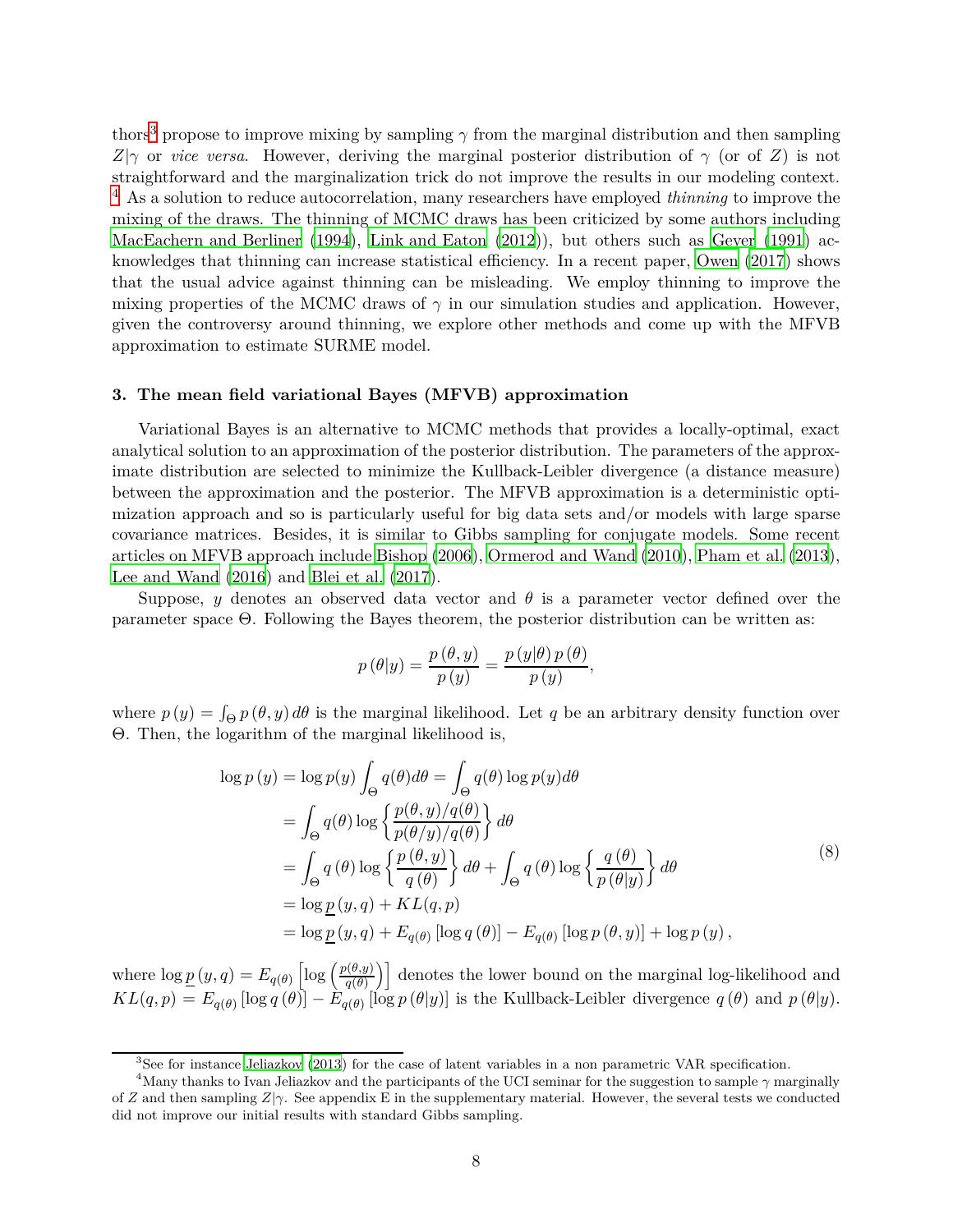thors[3] propose to improve mixing by sampling $\gamma$ from the marginal distribution and then sampling $Z|\gamma$ or *vice versa*. However, deriving the marginal posterior distribution of $\gamma$ (or of $Z$) is not straightforward and the marginalization trick do not improve the results in our modeling context. [4] As a solution to reduce autocorrelation, many researchers have employed *thinning* to improve the mixing of the draws. The thinning of MCMC draws has been criticized by some authors including MacEachern and Berliner (1994), Link and Eaton (2012)), but others such as Geyer (1991) acknowledges that thinning can increase statistical efficiency. In a recent paper, Owen (2017) shows that the usual advice against thinning can be misleading. We employ thinning to improve the mixing properties of the MCMC draws of $\gamma$ in our simulation studies and application. However, given the controversy around thinning, we explore other methods and come up with the MFVB approximation to estimate SURME model.

### 3. The mean field variational Bayes (MFVB) approximation

Variational Bayes is an alternative to MCMC methods that provides a locally-optimal, exact analytical solution to an approximation of the posterior distribution. The parameters of the approximate distribution are selected to minimize the Kullback-Leibler divergence (a distance measure) between the approximation and the posterior. The MFVB approximation is a deterministic optimization approach and so is particularly useful for big data sets and/or models with large sparse covariance matrices. Besides, it is similar to Gibbs sampling for conjugate models. Some recent articles on MFVB approach include Bishop (2006), Ormerod and Wand (2010), Pham et al. (2013), Lee and Wand (2016) and Blei et al. (2017).

Suppose, $y$ denotes an observed data vector and $\theta$ is a parameter vector defined over the parameter space $\Theta$. Following the Bayes theorem, the posterior distribution can be written as:

$$p\left(\theta|y\right) = \frac{p\left(\theta, y\right)}{p\left(y\right)} = \frac{p\left(y|\theta\right)p\left(\theta\right)}{p\left(y\right)},$$

where $p\left(y\right) = \int_{\Theta} p\left(\theta, y\right) d\theta$ is the marginal likelihood. Let $q$ be an arbitrary density function over $\Theta$. Then, the logarithm of the marginal likelihood is,

$$\begin{aligned}
\log p\left(y\right) &= \log p(y) \int_{\Theta} q(\theta) d\theta = \int_{\Theta} q(\theta) \log p(y) d\theta \\
&= \int_{\Theta} q(\theta) \log \left\{ \frac{p(\theta, y)/q(\theta)}{p(\theta/y)/q(\theta)} \right\} d\theta \\
&= \int_{\Theta} q\left(\theta\right) \log \left\{ \frac{p\left(\theta, y\right)}{q\left(\theta\right)} \right\} d\theta + \int_{\Theta} q\left(\theta\right) \log \left\{ \frac{q\left(\theta\right)}{p\left(\theta|y\right)} \right\} d\theta \\
&= \log \underline{p}\left(y, q\right) + KL(q, p) \\
&= \log \underline{p}\left(y, q\right) + E_{q(\theta)}\left[\log q\left(\theta\right)\right] - E_{q(\theta)}\left[\log p\left(\theta, y\right)\right] + \log p\left(y\right),
\end{aligned} \tag{8}$$

where $\log \underline{p}\left(y, q\right) = E_{q(\theta)}\left[\log\left(\frac{p(\theta,y)}{q(\theta)}\right)\right]$ denotes the lower bound on the marginal log-likelihood and $KL(q, p) = E_{q(\theta)}\left[\log q\left(\theta\right)\right] - E_{q(\theta)}\left[\log p\left(\theta|y\right)\right]$ is the Kullback-Leibler divergence $q\left(\theta\right)$ and $p\left(\theta|y\right)$.

[3] See for instance Jeliazkov (2013) for the case of latent variables in a non parametric VAR specification.

[4] Many thanks to Ivan Jeliazkov and the participants of the UCI seminar for the suggestion to sample $\gamma$ marginally of $Z$ and then sampling $Z|\gamma$. See appendix E in the supplementary material. However, the several tests we conducted did not improve our initial results with standard Gibbs sampling.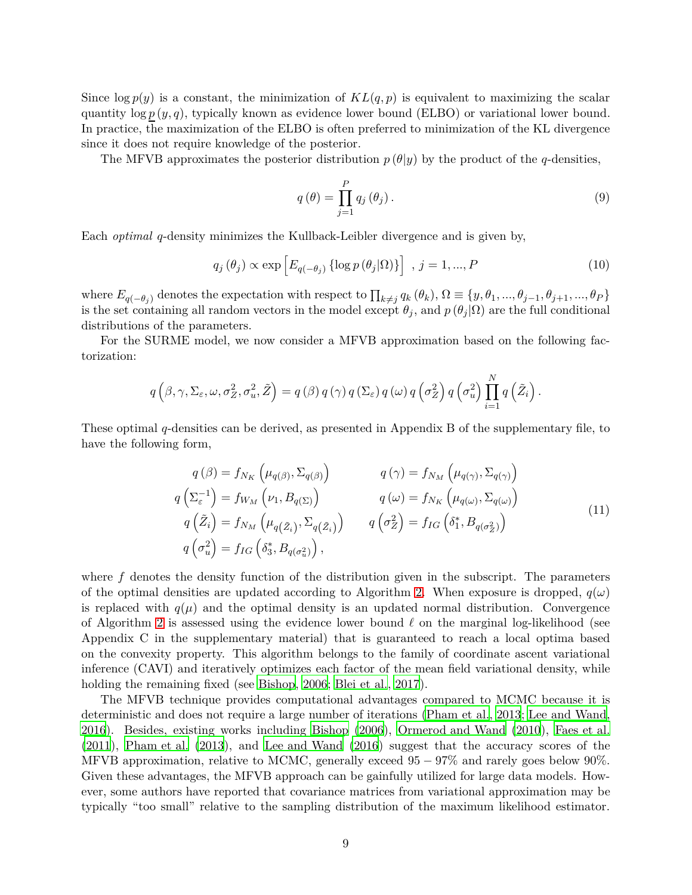Since $\log p(y)$ is a constant, the minimization of $KL(q,p)$ is equivalent to maximizing the scalar quantity $\log \underline{p}\,(y,q)$, typically known as evidence lower bound (ELBO) or variational lower bound. In practice, the maximization of the ELBO is often preferred to minimization of the KL divergence since it does not require knowledge of the posterior.

The MFVB approximates the posterior distribution $p\,(\theta|y)$ by the product of the $q$-densities,

$$q\,(\theta) = \prod_{j=1}^{P} q_j\,(\theta_j)\,. \tag{9}$$

Each *optimal* $q$-density minimizes the Kullback-Leibler divergence and is given by,

$$q_j\,(\theta_j) \propto \exp\left[E_{q(-\theta_j)}\left\{\log p\,(\theta_j|\Omega)\right\}\right]\ ,\ j = 1,...,P \tag{10}$$

where $E_{q(-\theta_j)}$ denotes the expectation with respect to $\prod_{k\neq j} q_k\,(\theta_k)$, $\Omega \equiv \{y, \theta_1, ..., \theta_{j-1}, \theta_{j+1}, ..., \theta_P\}$ is the set containing all random vectors in the model except $\theta_j$, and $p\,(\theta_j|\Omega)$ are the full conditional distributions of the parameters.

For the SURME model, we now consider a MFVB approximation based on the following factorization:

$$q\left(\beta, \gamma, \Sigma_\varepsilon, \omega, \sigma_Z^2, \sigma_u^2, \tilde{Z}\right) = q\,(\beta)\,q\,(\gamma)\,q\,(\Sigma_\varepsilon)\,q\,(\omega)\,q\left(\sigma_Z^2\right)q\left(\sigma_u^2\right)\prod_{i=1}^{N} q\left(\tilde{Z}_i\right).$$

These optimal $q$-densities can be derived, as presented in Appendix B of the supplementary file, to have the following form,

$$\begin{aligned}
q\,(\beta) &= f_{N_K}\left(\mu_{q(\beta)}, \Sigma_{q(\beta)}\right) & q\,(\gamma) &= f_{N_M}\left(\mu_{q(\gamma)}, \Sigma_{q(\gamma)}\right) \\
q\left(\Sigma_\varepsilon^{-1}\right) &= f_{W_M}\left(\nu_1, B_{q(\Sigma)}\right) & q\,(\omega) &= f_{N_K}\left(\mu_{q(\omega)}, \Sigma_{q(\omega)}\right) \\
q\left(\tilde{Z}_i\right) &= f_{N_M}\left(\mu_{q(\tilde{Z}_i)}, \Sigma_{q(\tilde{Z}_i)}\right) & q\left(\sigma_Z^2\right) &= f_{IG}\left(\delta_1^*, B_{q(\sigma_Z^2)}\right) \\
q\left(\sigma_u^2\right) &= f_{IG}\left(\delta_3^*, B_{q(\sigma_u^2)}\right),
\end{aligned} \tag{11}$$

where $f$ denotes the density function of the distribution given in the subscript. The parameters of the optimal densities are updated according to Algorithm 2. When exposure is dropped, $q(\omega)$ is replaced with $q(\mu)$ and the optimal density is an updated normal distribution. Convergence of Algorithm 2 is assessed using the evidence lower bound $\ell$ on the marginal log-likelihood (see Appendix C in the supplementary material) that is guaranteed to reach a local optima based on the convexity property. This algorithm belongs to the family of coordinate ascent variational inference (CAVI) and iteratively optimizes each factor of the mean field variational density, while holding the remaining fixed (see Bishop, 2006; Blei et al., 2017).

The MFVB technique provides computational advantages compared to MCMC because it is deterministic and does not require a large number of iterations (Pham et al., 2013; Lee and Wand, 2016). Besides, existing works including Bishop (2006), Ormerod and Wand (2010), Faes et al. (2011), Pham et al. (2013), and Lee and Wand (2016) suggest that the accuracy scores of the MFVB approximation, relative to MCMC, generally exceed $95-97\%$ and rarely goes below $90\%$. Given these advantages, the MFVB approach can be gainfully utilized for large data models. However, some authors have reported that covariance matrices from variational approximation may be typically "too small" relative to the sampling distribution of the maximum likelihood estimator.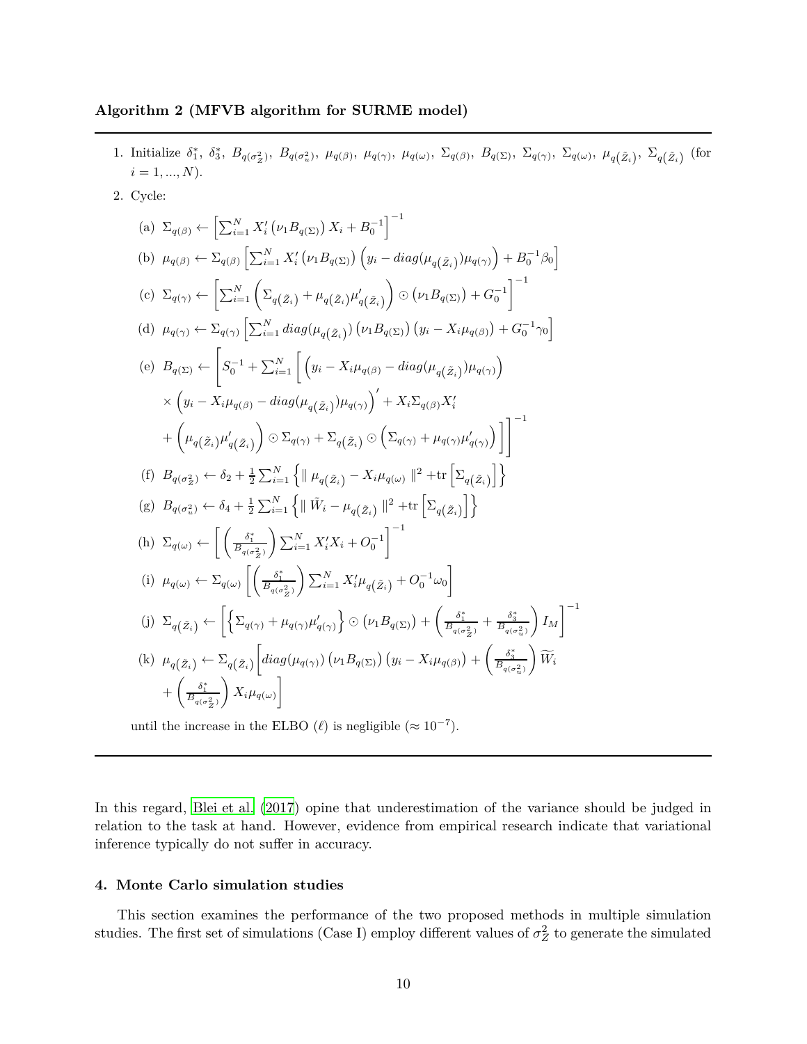**Algorithm 2 (MFVB algorithm for SURME model)**

---

1. Initialize $\delta_1^*,\ \delta_3^*,\ B_{q(\sigma_Z^2)},\ B_{q(\sigma_u^2)},\ \mu_{q(\beta)},\ \mu_{q(\gamma)},\ \mu_{q(\omega)},\ \Sigma_{q(\beta)},\ B_{q(\Sigma)},\ \Sigma_{q(\gamma)},\ \Sigma_{q(\omega)},\ \mu_{q(\tilde{Z}_i)},\ \Sigma_{q(\tilde{Z}_i)}$ (for $i = 1, ..., N$).
2. Cycle:

   (a) $\Sigma_{q(\beta)} \leftarrow \left[\sum_{i=1}^{N} X_i' \left(\nu_1 B_{q(\Sigma)}\right) X_i + B_0^{-1}\right]^{-1}$

   (b) $\mu_{q(\beta)} \leftarrow \Sigma_{q(\beta)} \left[\sum_{i=1}^{N} X_i' \left(\nu_1 B_{q(\Sigma)}\right) \left(y_i - diag(\mu_{q(\tilde{Z}_i)})\mu_{q(\gamma)}\right) + B_0^{-1}\beta_0\right]$

   (c) $\Sigma_{q(\gamma)} \leftarrow \left[\sum_{i=1}^{N} \left(\Sigma_{q(\tilde{Z}_i)} + \mu_{q(\tilde{Z}_i)}\mu'_{q(\tilde{Z}_i)}\right) \odot \left(\nu_1 B_{q(\Sigma)}\right) + G_0^{-1}\right]^{-1}$

   (d) $\mu_{q(\gamma)} \leftarrow \Sigma_{q(\gamma)} \left[\sum_{i=1}^{N} diag(\mu_{q(\tilde{Z}_i)}) \left(\nu_1 B_{q(\Sigma)}\right) \left(y_i - X_i\mu_{q(\beta)}\right) + G_0^{-1}\gamma_0\right]$

   (e) $$B_{q(\Sigma)} \leftarrow \Bigg[S_0^{-1} + \sum_{i=1}^{N} \bigg[ \left(y_i - X_i\mu_{q(\beta)} - diag(\mu_{q(\tilde{Z}_i)})\mu_{q(\gamma)}\right) \times \left(y_i - X_i\mu_{q(\beta)} - diag(\mu_{q(\tilde{Z}_i)})\mu_{q(\gamma)}\right)' + X_i\Sigma_{q(\beta)}X_i' + \left(\mu_{q(\tilde{Z}_i)}\mu'_{q(\tilde{Z}_i)}\right) \odot \Sigma_{q(\gamma)} + \Sigma_{q(\tilde{Z}_i)} \odot \left(\Sigma_{q(\gamma)} + \mu_{q(\gamma)}\mu'_{q(\gamma)}\right) \bigg]\Bigg]^{-1}$$

   (f) $B_{q(\sigma_Z^2)} \leftarrow \delta_2 + \frac{1}{2}\sum_{i=1}^{N} \left\{\| \mu_{q(\tilde{Z}_i)} - X_i\mu_{q(\omega)} \|^2 + \text{tr}\left[\Sigma_{q(\tilde{Z}_i)}\right]\right\}$

   (g) $B_{q(\sigma_u^2)} \leftarrow \delta_4 + \frac{1}{2}\sum_{i=1}^{N} \left\{\| \tilde{W}_i - \mu_{q(\tilde{Z}_i)} \|^2 + \text{tr}\left[\Sigma_{q(\tilde{Z}_i)}\right]\right\}$

   (h) $\Sigma_{q(\omega)} \leftarrow \left[\left(\frac{\delta_1^*}{B_{q(\sigma_Z^2)}}\right) \sum_{i=1}^{N} X_i'X_i + O_0^{-1}\right]^{-1}$

   (i) $\mu_{q(\omega)} \leftarrow \Sigma_{q(\omega)} \left[\left(\frac{\delta_1^*}{B_{q(\sigma_Z^2)}}\right) \sum_{i=1}^{N} X_i'\mu_{q(\tilde{Z}_i)} + O_0^{-1}\omega_0\right]$

   (j) $\Sigma_{q(\tilde{Z}_i)} \leftarrow \left[\left\{\Sigma_{q(\gamma)} + \mu_{q(\gamma)}\mu'_{q(\gamma)}\right\} \odot \left(\nu_1 B_{q(\Sigma)}\right) + \left(\frac{\delta_1^*}{B_{q(\sigma_Z^2)}} + \frac{\delta_3^*}{B_{q(\sigma_u^2)}}\right) I_M\right]^{-1}$

   (k) $$\mu_{q(\tilde{Z}_i)} \leftarrow \Sigma_{q(\tilde{Z}_i)}\Bigg[diag(\mu_{q(\gamma)}) \left(\nu_1 B_{q(\Sigma)}\right) \left(y_i - X_i\mu_{q(\beta)}\right) + \left(\frac{\delta_3^*}{B_{q(\sigma_u^2)}}\right) \widetilde{W}_i + \left(\frac{\delta_1^*}{B_{q(\sigma_Z^2)}}\right) X_i\mu_{q(\omega)}\Bigg]$$

   until the increase in the ELBO ($\ell$) is negligible ($\approx 10^{-7}$).

---

In this regard, Blei et al. (2017) opine that underestimation of the variance should be judged in relation to the task at hand. However, evidence from empirical research indicate that variational inference typically do not suffer in accuracy.

## 4. Monte Carlo simulation studies

This section examines the performance of the two proposed methods in multiple simulation studies. The first set of simulations (Case I) employ different values of $\sigma_Z^2$ to generate the simulated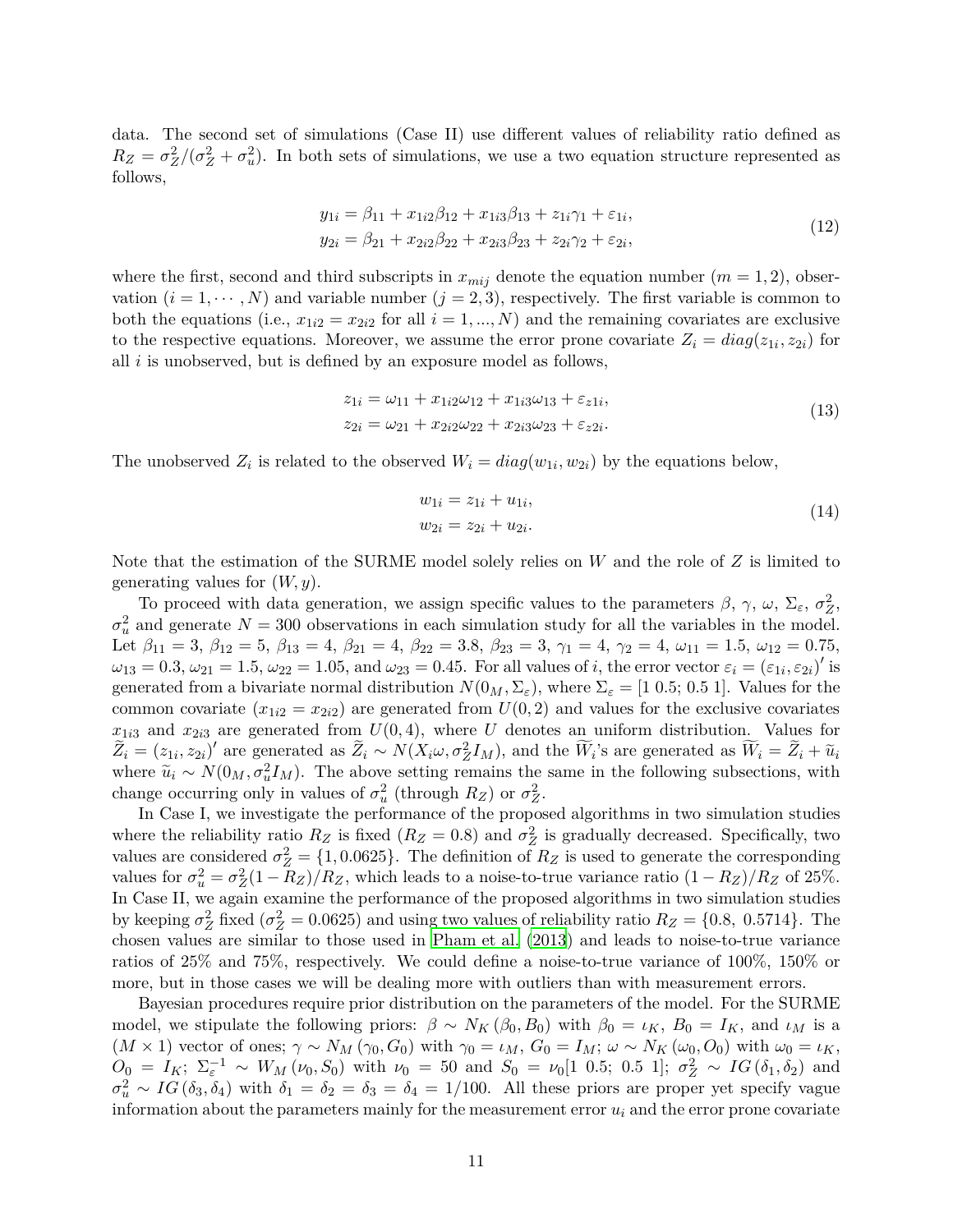data. The second set of simulations (Case II) use different values of reliability ratio defined as $R_Z = \sigma_Z^2/(\sigma_Z^2 + \sigma_u^2)$. In both sets of simulations, we use a two equation structure represented as follows,

$$
\begin{aligned}
y_{1i} &= \beta_{11} + x_{1i2}\beta_{12} + x_{1i3}\beta_{13} + z_{1i}\gamma_1 + \varepsilon_{1i}, \\
y_{2i} &= \beta_{21} + x_{2i2}\beta_{22} + x_{2i3}\beta_{23} + z_{2i}\gamma_2 + \varepsilon_{2i},
\end{aligned}
\tag{12}
$$

where the first, second and third subscripts in $x_{mij}$ denote the equation number ($m = 1, 2$), observation ($i = 1, \cdots, N$) and variable number ($j = 2, 3$), respectively. The first variable is common to both the equations (i.e., $x_{1i2} = x_{2i2}$ for all $i = 1, ..., N$) and the remaining covariates are exclusive to the respective equations. Moreover, we assume the error prone covariate $Z_i = diag(z_{1i}, z_{2i})$ for all $i$ is unobserved, but is defined by an exposure model as follows,

$$
\begin{aligned}
z_{1i} &= \omega_{11} + x_{1i2}\omega_{12} + x_{1i3}\omega_{13} + \varepsilon_{z1i}, \\
z_{2i} &= \omega_{21} + x_{2i2}\omega_{22} + x_{2i3}\omega_{23} + \varepsilon_{z2i}.
\end{aligned}
\tag{13}
$$

The unobserved $Z_i$ is related to the observed $W_i = diag(w_{1i}, w_{2i})$ by the equations below,

$$
\begin{aligned}
w_{1i} &= z_{1i} + u_{1i}, \\
w_{2i} &= z_{2i} + u_{2i}.
\end{aligned}
\tag{14}
$$

Note that the estimation of the SURME model solely relies on $W$ and the role of $Z$ is limited to generating values for $(W, y)$.

To proceed with data generation, we assign specific values to the parameters $\beta$, $\gamma$, $\omega$, $\Sigma_\varepsilon$, $\sigma_Z^2$, $\sigma_u^2$ and generate $N = 300$ observations in each simulation study for all the variables in the model. Let $\beta_{11} = 3$, $\beta_{12} = 5$, $\beta_{13} = 4$, $\beta_{21} = 4$, $\beta_{22} = 3.8$, $\beta_{23} = 3$, $\gamma_1 = 4$, $\gamma_2 = 4$, $\omega_{11} = 1.5$, $\omega_{12} = 0.75$, $\omega_{13} = 0.3$, $\omega_{21} = 1.5$, $\omega_{22} = 1.05$, and $\omega_{23} = 0.45$. For all values of $i$, the error vector $\varepsilon_i = (\varepsilon_{1i}, \varepsilon_{2i})'$ is generated from a bivariate normal distribution $N(0_M, \Sigma_\varepsilon)$, where $\Sigma_\varepsilon = [1 \ 0.5; \ 0.5 \ 1]$. Values for the common covariate ($x_{1i2} = x_{2i2}$) are generated from $U(0, 2)$ and values for the exclusive covariates $x_{1i3}$ and $x_{2i3}$ are generated from $U(0, 4)$, where $U$ denotes an uniform distribution. Values for $\widetilde{Z}_i = (z_{1i}, z_{2i})'$ are generated as $\widetilde{Z}_i \sim N(X_i\omega, \sigma_Z^2 I_M)$, and the $\widetilde{W}_i$'s are generated as $\widetilde{W}_i = \widetilde{Z}_i + \widetilde{u}_i$ where $\widetilde{u}_i \sim N(0_M, \sigma_u^2 I_M)$. The above setting remains the same in the following subsections, with change occurring only in values of $\sigma_u^2$ (through $R_Z$) or $\sigma_Z^2$.

In Case I, we investigate the performance of the proposed algorithms in two simulation studies where the reliability ratio $R_Z$ is fixed ($R_Z = 0.8$) and $\sigma_Z^2$ is gradually decreased. Specifically, two values are considered $\sigma_Z^2 = \{1, 0.0625\}$. The definition of $R_Z$ is used to generate the corresponding values for $\sigma_u^2 = \sigma_Z^2(1 - R_Z)/R_Z$, which leads to a noise-to-true variance ratio $(1 - R_Z)/R_Z$ of 25%. In Case II, we again examine the performance of the proposed algorithms in two simulation studies by keeping $\sigma_Z^2$ fixed ($\sigma_Z^2 = 0.0625$) and using two values of reliability ratio $R_Z = \{0.8, \ 0.5714\}$. The chosen values are similar to those used in Pham et al. (2013) and leads to noise-to-true variance ratios of 25% and 75%, respectively. We could define a noise-to-true variance of 100%, 150% or more, but in those cases we will be dealing more with outliers than with measurement errors.

Bayesian procedures require prior distribution on the parameters of the model. For the SURME model, we stipulate the following priors: $\beta \sim N_K(\beta_0, B_0)$ with $\beta_0 = \iota_K$, $B_0 = I_K$, and $\iota_M$ is a $(M \times 1)$ vector of ones; $\gamma \sim N_M(\gamma_0, G_0)$ with $\gamma_0 = \iota_M$, $G_0 = I_M$; $\omega \sim N_K(\omega_0, O_0)$ with $\omega_0 = \iota_K$, $O_0 = I_K$; $\Sigma_\varepsilon^{-1} \sim W_M(\nu_0, S_0)$ with $\nu_0 = 50$ and $S_0 = \nu_0[1 \ 0.5; \ 0.5 \ 1]$; $\sigma_Z^2 \sim IG(\delta_1, \delta_2)$ and $\sigma_u^2 \sim IG(\delta_3, \delta_4)$ with $\delta_1 = \delta_2 = \delta_3 = \delta_4 = 1/100$. All these priors are proper yet specify vague information about the parameters mainly for the measurement error $u_i$ and the error prone covariate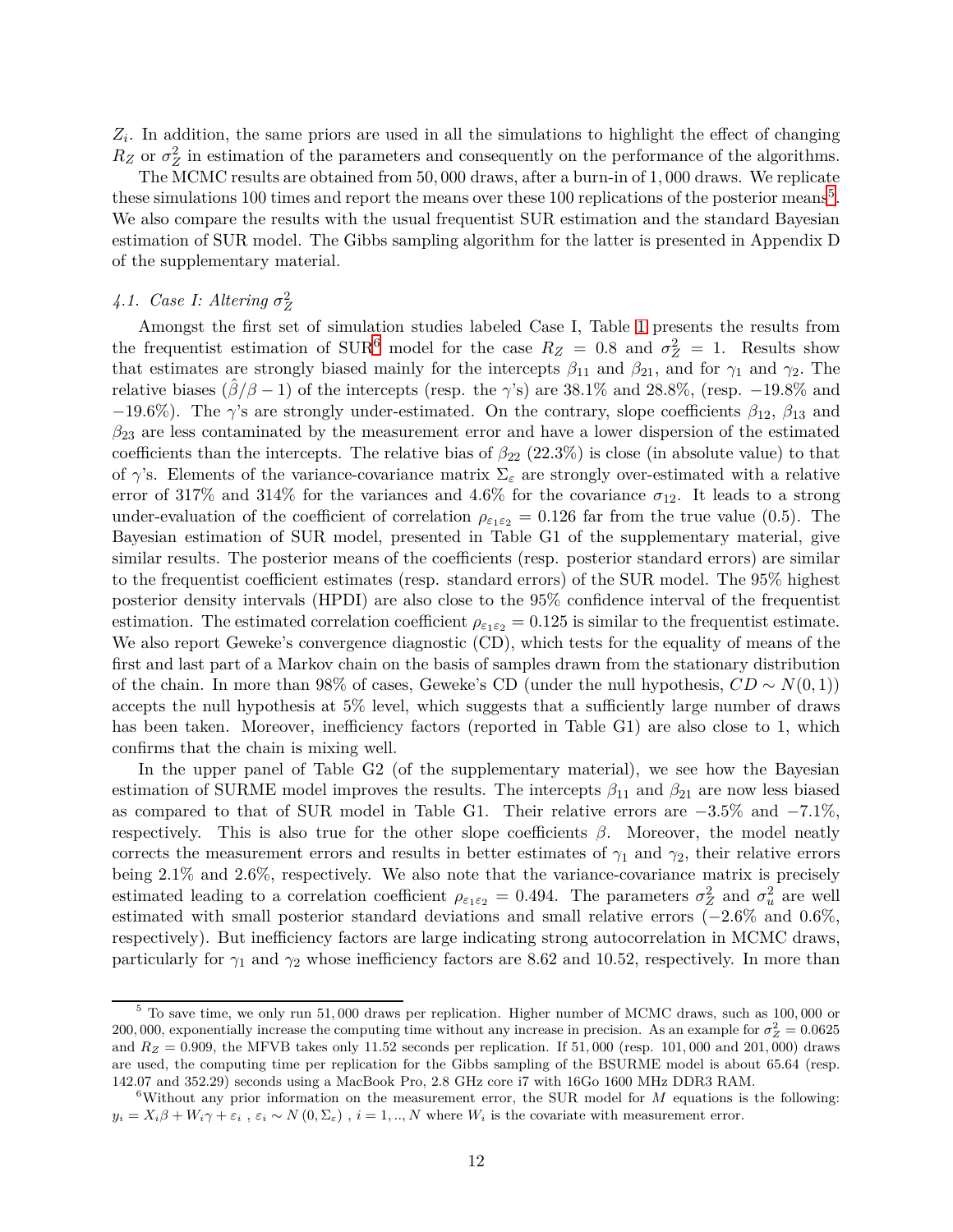$Z_i$. In addition, the same priors are used in all the simulations to highlight the effect of changing $R_Z$ or $\sigma_Z^2$ in estimation of the parameters and consequently on the performance of the algorithms.

The MCMC results are obtained from 50,000 draws, after a burn-in of 1,000 draws. We replicate these simulations 100 times and report the means over these 100 replications of the posterior means[5]. We also compare the results with the usual frequentist SUR estimation and the standard Bayesian estimation of SUR model. The Gibbs sampling algorithm for the latter is presented in Appendix D of the supplementary material.

### *4.1. Case I: Altering $\sigma_Z^2$*

Amongst the first set of simulation studies labeled Case I, Table I presents the results from the frequentist estimation of SUR[6] model for the case $R_Z = 0.8$ and $\sigma_Z^2 = 1$. Results show that estimates are strongly biased mainly for the intercepts $\beta_{11}$ and $\beta_{21}$, and for $\gamma_1$ and $\gamma_2$. The relative biases ($\hat{\beta}/\beta - 1$) of the intercepts (resp. the $\gamma$'s) are 38.1% and 28.8%, (resp. $-19.8\%$ and $-19.6\%$). The $\gamma$'s are strongly under-estimated. On the contrary, slope coefficients $\beta_{12}$, $\beta_{13}$ and $\beta_{23}$ are less contaminated by the measurement error and have a lower dispersion of the estimated coefficients than the intercepts. The relative bias of $\beta_{22}$ (22.3%) is close (in absolute value) to that of $\gamma$'s. Elements of the variance-covariance matrix $\Sigma_\varepsilon$ are strongly over-estimated with a relative error of 317% and 314% for the variances and 4.6% for the covariance $\sigma_{12}$. It leads to a strong under-evaluation of the coefficient of correlation $\rho_{\varepsilon_1\varepsilon_2} = 0.126$ far from the true value (0.5). The Bayesian estimation of SUR model, presented in Table G1 of the supplementary material, give similar results. The posterior means of the coefficients (resp. posterior standard errors) are similar to the frequentist coefficient estimates (resp. standard errors) of the SUR model. The 95% highest posterior density intervals (HPDI) are also close to the 95% confidence interval of the frequentist estimation. The estimated correlation coefficient $\rho_{\varepsilon_1\varepsilon_2} = 0.125$ is similar to the frequentist estimate. We also report Geweke's convergence diagnostic (CD), which tests for the equality of means of the first and last part of a Markov chain on the basis of samples drawn from the stationary distribution of the chain. In more than 98% of cases, Geweke's CD (under the null hypothesis, $CD \sim N(0,1)$) accepts the null hypothesis at 5% level, which suggests that a sufficiently large number of draws has been taken. Moreover, inefficiency factors (reported in Table G1) are also close to 1, which confirms that the chain is mixing well.

In the upper panel of Table G2 (of the supplementary material), we see how the Bayesian estimation of SURME model improves the results. The intercepts $\beta_{11}$ and $\beta_{21}$ are now less biased as compared to that of SUR model in Table G1. Their relative errors are $-3.5\%$ and $-7.1\%$, respectively. This is also true for the other slope coefficients $\beta$. Moreover, the model neatly corrects the measurement errors and results in better estimates of $\gamma_1$ and $\gamma_2$, their relative errors being 2.1% and 2.6%, respectively. We also note that the variance-covariance matrix is precisely estimated leading to a correlation coefficient $\rho_{\varepsilon_1\varepsilon_2} = 0.494$. The parameters $\sigma_Z^2$ and $\sigma_u^2$ are well estimated with small posterior standard deviations and small relative errors ($-2.6\%$ and 0.6%, respectively). But inefficiency factors are large indicating strong autocorrelation in MCMC draws, particularly for $\gamma_1$ and $\gamma_2$ whose inefficiency factors are 8.62 and 10.52, respectively. In more than

---

[5] To save time, we only run 51,000 draws per replication. Higher number of MCMC draws, such as 100,000 or 200,000, exponentially increase the computing time without any increase in precision. As an example for $\sigma_Z^2 = 0.0625$ and $R_Z = 0.909$, the MFVB takes only 11.52 seconds per replication. If 51,000 (resp. 101,000 and 201,000) draws are used, the computing time per replication for the Gibbs sampling of the BSURME model is about 65.64 (resp. 142.07 and 352.29) seconds using a MacBook Pro, 2.8 GHz core i7 with 16Go 1600 MHz DDR3 RAM.

[6] Without any prior information on the measurement error, the SUR model for $M$ equations is the following: $y_i = X_i\beta + W_i\gamma + \varepsilon_i$ , $\varepsilon_i \sim N(0, \Sigma_\varepsilon)$ , $i = 1, .., N$ where $W_i$ is the covariate with measurement error.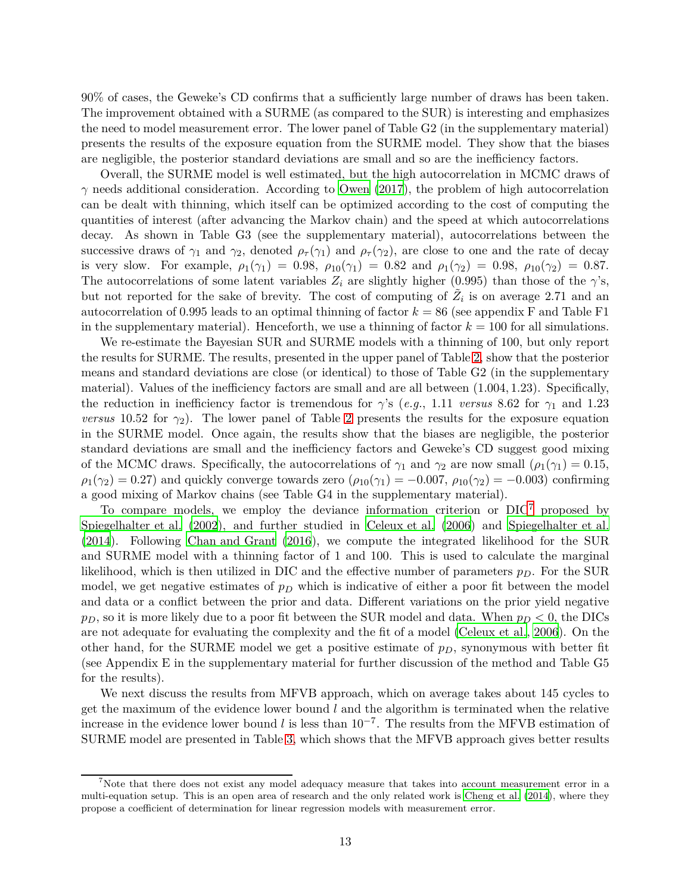90% of cases, the Geweke's CD confirms that a sufficiently large number of draws has been taken. The improvement obtained with a SURME (as compared to the SUR) is interesting and emphasizes the need to model measurement error. The lower panel of Table G2 (in the supplementary material) presents the results of the exposure equation from the SURME model. They show that the biases are negligible, the posterior standard deviations are small and so are the inefficiency factors.

Overall, the SURME model is well estimated, but the high autocorrelation in MCMC draws of $\gamma$ needs additional consideration. According to Owen (2017), the problem of high autocorrelation can be dealt with thinning, which itself can be optimized according to the cost of computing the quantities of interest (after advancing the Markov chain) and the speed at which autocorrelations decay. As shown in Table G3 (see the supplementary material), autocorrelations between the successive draws of $\gamma_1$ and $\gamma_2$, denoted $\rho_\tau(\gamma_1)$ and $\rho_\tau(\gamma_2)$, are close to one and the rate of decay is very slow. For example, $\rho_1(\gamma_1) = 0.98$, $\rho_{10}(\gamma_1) = 0.82$ and $\rho_1(\gamma_2) = 0.98$, $\rho_{10}(\gamma_2) = 0.87$. The autocorrelations of some latent variables $Z_i$ are slightly higher (0.995) than those of the $\gamma$'s, but not reported for the sake of brevity. The cost of computing of $\tilde{Z}_i$ is on average 2.71 and an autocorrelation of 0.995 leads to an optimal thinning of factor $k = 86$ (see appendix F and Table F1 in the supplementary material). Henceforth, we use a thinning of factor $k = 100$ for all simulations.

We re-estimate the Bayesian SUR and SURME models with a thinning of 100, but only report the results for SURME. The results, presented in the upper panel of Table 2, show that the posterior means and standard deviations are close (or identical) to those of Table G2 (in the supplementary material). Values of the inefficiency factors are small and are all between $(1.004, 1.23)$. Specifically, the reduction in inefficiency factor is tremendous for $\gamma$'s (*e.g.*, 1.11 *versus* 8.62 for $\gamma_1$ and 1.23 *versus* 10.52 for $\gamma_2$). The lower panel of Table 2 presents the results for the exposure equation in the SURME model. Once again, the results show that the biases are negligible, the posterior standard deviations are small and the inefficiency factors and Geweke's CD suggest good mixing of the MCMC draws. Specifically, the autocorrelations of $\gamma_1$ and $\gamma_2$ are now small ($\rho_1(\gamma_1) = 0.15$, $\rho_1(\gamma_2) = 0.27$) and quickly converge towards zero ($\rho_{10}(\gamma_1) = -0.007$, $\rho_{10}(\gamma_2) = -0.003$) confirming a good mixing of Markov chains (see Table G4 in the supplementary material).

To compare models, we employ the deviance information criterion or DIC[7] proposed by Spiegelhalter et al. (2002), and further studied in Celeux et al. (2006) and Spiegelhalter et al. (2014). Following Chan and Grant (2016), we compute the integrated likelihood for the SUR and SURME model with a thinning factor of 1 and 100. This is used to calculate the marginal likelihood, which is then utilized in DIC and the effective number of parameters $p_D$. For the SUR model, we get negative estimates of $p_D$ which is indicative of either a poor fit between the model and data or a conflict between the prior and data. Different variations on the prior yield negative $p_D$, so it is more likely due to a poor fit between the SUR model and data. When $p_D < 0$, the DICs are not adequate for evaluating the complexity and the fit of a model (Celeux et al., 2006). On the other hand, for the SURME model we get a positive estimate of $p_D$, synonymous with better fit (see Appendix E in the supplementary material for further discussion of the method and Table G5 for the results).

We next discuss the results from MFVB approach, which on average takes about 145 cycles to get the maximum of the evidence lower bound $l$ and the algorithm is terminated when the relative increase in the evidence lower bound $l$ is less than $10^{-7}$. The results from the MFVB estimation of SURME model are presented in Table 3, which shows that the MFVB approach gives better results

[7]Note that there does not exist any model adequacy measure that takes into account measurement error in a multi-equation setup. This is an open area of research and the only related work is Cheng et al. (2014), where they propose a coefficient of determination for linear regression models with measurement error.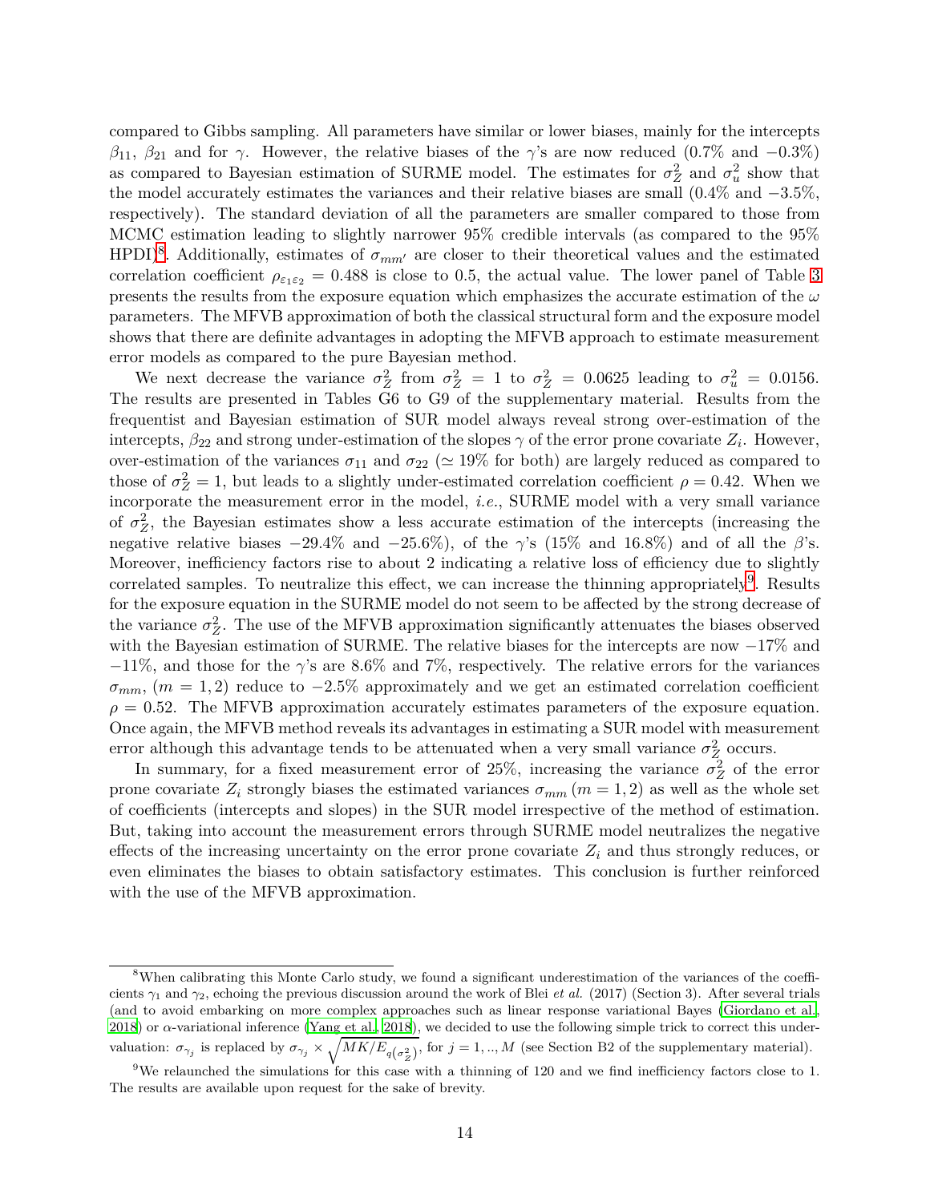compared to Gibbs sampling. All parameters have similar or lower biases, mainly for the intercepts $\beta_{11}$, $\beta_{21}$ and for $\gamma$. However, the relative biases of the $\gamma$'s are now reduced (0.7% and −0.3%) as compared to Bayesian estimation of SURME model. The estimates for $\sigma_Z^2$ and $\sigma_u^2$ show that the model accurately estimates the variances and their relative biases are small (0.4% and −3.5%, respectively). The standard deviation of all the parameters are smaller compared to those from MCMC estimation leading to slightly narrower 95% credible intervals (as compared to the 95% HPDI)[8]. Additionally, estimates of $\sigma_{mm'}$ are closer to their theoretical values and the estimated correlation coefficient $\rho_{\varepsilon_1 \varepsilon_2} = 0.488$ is close to 0.5, the actual value. The lower panel of Table 3 presents the results from the exposure equation which emphasizes the accurate estimation of the $\omega$ parameters. The MFVB approximation of both the classical structural form and the exposure model shows that there are definite advantages in adopting the MFVB approach to estimate measurement error models as compared to the pure Bayesian method.

We next decrease the variance $\sigma_Z^2$ from $\sigma_Z^2 = 1$ to $\sigma_Z^2 = 0.0625$ leading to $\sigma_u^2 = 0.0156$. The results are presented in Tables G6 to G9 of the supplementary material. Results from the frequentist and Bayesian estimation of SUR model always reveal strong over-estimation of the intercepts, $\beta_{22}$ and strong under-estimation of the slopes $\gamma$ of the error prone covariate $Z_i$. However, over-estimation of the variances $\sigma_{11}$ and $\sigma_{22}$ ($\simeq$ 19% for both) are largely reduced as compared to those of $\sigma_Z^2 = 1$, but leads to a slightly under-estimated correlation coefficient $\rho = 0.42$. When we incorporate the measurement error in the model, *i.e.*, SURME model with a very small variance of $\sigma_Z^2$, the Bayesian estimates show a less accurate estimation of the intercepts (increasing the negative relative biases −29.4% and −25.6%), of the $\gamma$'s (15% and 16.8%) and of all the $\beta$'s. Moreover, inefficiency factors rise to about 2 indicating a relative loss of efficiency due to slightly correlated samples. To neutralize this effect, we can increase the thinning appropriately[9]. Results for the exposure equation in the SURME model do not seem to be affected by the strong decrease of the variance $\sigma_Z^2$. The use of the MFVB approximation significantly attenuates the biases observed with the Bayesian estimation of SURME. The relative biases for the intercepts are now −17% and −11%, and those for the $\gamma$'s are 8.6% and 7%, respectively. The relative errors for the variances $\sigma_{mm}$, ($m = 1, 2$) reduce to −2.5% approximately and we get an estimated correlation coefficient $\rho = 0.52$. The MFVB approximation accurately estimates parameters of the exposure equation. Once again, the MFVB method reveals its advantages in estimating a SUR model with measurement error although this advantage tends to be attenuated when a very small variance $\sigma_Z^2$ occurs.

In summary, for a fixed measurement error of 25%, increasing the variance $\sigma_Z^2$ of the error prone covariate $Z_i$ strongly biases the estimated variances $\sigma_{mm}$ ($m = 1, 2$) as well as the whole set of coefficients (intercepts and slopes) in the SUR model irrespective of the method of estimation. But, taking into account the measurement errors through SURME model neutralizes the negative effects of the increasing uncertainty on the error prone covariate $Z_i$ and thus strongly reduces, or even eliminates the biases to obtain satisfactory estimates. This conclusion is further reinforced with the use of the MFVB approximation.

---

[8] When calibrating this Monte Carlo study, we found a significant underestimation of the variances of the coefficients $\gamma_1$ and $\gamma_2$, echoing the previous discussion around the work of Blei *et al.* (2017) (Section 3). After several trials (and to avoid embarking on more complex approaches such as linear response variational Bayes (Giordano et al., 2018) or $\alpha$-variational inference (Yang et al., 2018), we decided to use the following simple trick to correct this undervaluation: $\sigma_{\gamma_j}$ is replaced by $\sigma_{\gamma_j} \times \sqrt{MK/E_{q(\sigma_Z^2)}}$, for $j = 1, .., M$ (see Section B2 of the supplementary material).

[9] We relaunched the simulations for this case with a thinning of 120 and we find inefficiency factors close to 1. The results are available upon request for the sake of brevity.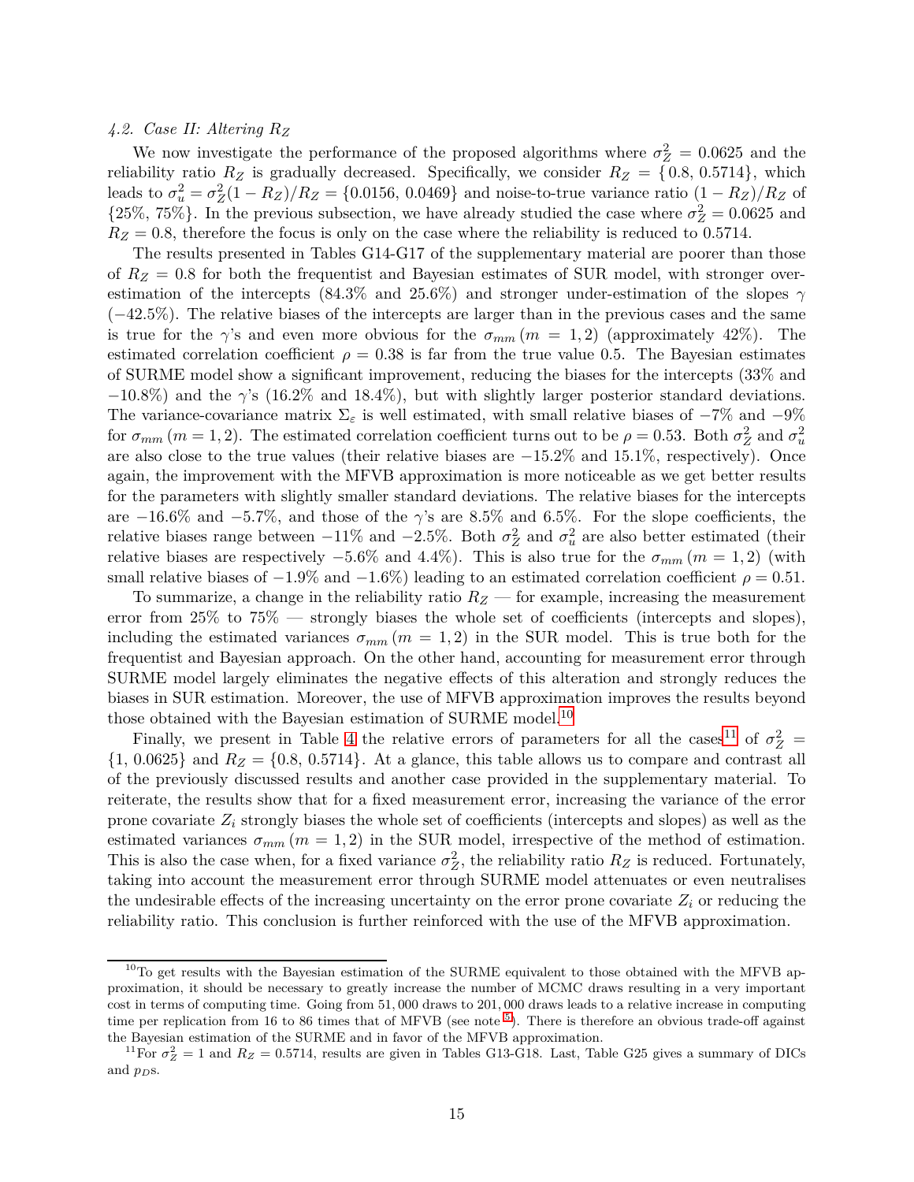### *4.2. Case II: Altering $R_Z$*

We now investigate the performance of the proposed algorithms where $\sigma_Z^2 = 0.0625$ and the reliability ratio $R_Z$ is gradually decreased. Specifically, we consider $R_Z = \{0.8, 0.5714\}$, which leads to $\sigma_u^2 = \sigma_Z^2(1 - R_Z)/R_Z = \{0.0156, 0.0469\}$ and noise-to-true variance ratio $(1 - R_Z)/R_Z$ of $\{25\%, 75\%\}$. In the previous subsection, we have already studied the case where $\sigma_Z^2 = 0.0625$ and $R_Z = 0.8$, therefore the focus is only on the case where the reliability is reduced to 0.5714.

The results presented in Tables G14-G17 of the supplementary material are poorer than those of $R_Z = 0.8$ for both the frequentist and Bayesian estimates of SUR model, with stronger over-estimation of the intercepts (84.3% and 25.6%) and stronger under-estimation of the slopes $\gamma$ (−42.5%). The relative biases of the intercepts are larger than in the previous cases and the same is true for the $\gamma$'s and even more obvious for the $\sigma_{mm}\,(m = 1, 2)$ (approximately 42%). The estimated correlation coefficient $\rho = 0.38$ is far from the true value 0.5. The Bayesian estimates of SURME model show a significant improvement, reducing the biases for the intercepts (33% and −10.8%) and the $\gamma$'s (16.2% and 18.4%), but with slightly larger posterior standard deviations. The variance-covariance matrix $\Sigma_\varepsilon$ is well estimated, with small relative biases of −7% and −9% for $\sigma_{mm}\,(m = 1, 2)$. The estimated correlation coefficient turns out to be $\rho = 0.53$. Both $\sigma_Z^2$ and $\sigma_u^2$ are also close to the true values (their relative biases are −15.2% and 15.1%, respectively). Once again, the improvement with the MFVB approximation is more noticeable as we get better results for the parameters with slightly smaller standard deviations. The relative biases for the intercepts are −16.6% and −5.7%, and those of the $\gamma$'s are 8.5% and 6.5%. For the slope coefficients, the relative biases range between −11% and −2.5%. Both $\sigma_Z^2$ and $\sigma_u^2$ are also better estimated (their relative biases are respectively −5.6% and 4.4%). This is also true for the $\sigma_{mm}\,(m = 1, 2)$ (with small relative biases of −1.9% and −1.6%) leading to an estimated correlation coefficient $\rho = 0.51$.

To summarize, a change in the reliability ratio $R_Z$ — for example, increasing the measurement error from 25% to 75% — strongly biases the whole set of coefficients (intercepts and slopes), including the estimated variances $\sigma_{mm}\,(m = 1, 2)$ in the SUR model. This is true both for the frequentist and Bayesian approach. On the other hand, accounting for measurement error through SURME model largely eliminates the negative effects of this alteration and strongly reduces the biases in SUR estimation. Moreover, the use of MFVB approximation improves the results beyond those obtained with the Bayesian estimation of SURME model.[10]

Finally, we present in Table 4 the relative errors of parameters for all the cases[11] of $\sigma_Z^2 = \{1, 0.0625\}$ and $R_Z = \{0.8, 0.5714\}$. At a glance, this table allows us to compare and contrast all of the previously discussed results and another case provided in the supplementary material. To reiterate, the results show that for a fixed measurement error, increasing the variance of the error prone covariate $Z_i$ strongly biases the whole set of coefficients (intercepts and slopes) as well as the estimated variances $\sigma_{mm}\,(m = 1, 2)$ in the SUR model, irrespective of the method of estimation. This is also the case when, for a fixed variance $\sigma_Z^2$, the reliability ratio $R_Z$ is reduced. Fortunately, taking into account the measurement error through SURME model attenuates or even neutralises the undesirable effects of the increasing uncertainty on the error prone covariate $Z_i$ or reducing the reliability ratio. This conclusion is further reinforced with the use of the MFVB approximation.

---

[10] To get results with the Bayesian estimation of the SURME equivalent to those obtained with the MFVB approximation, it should be necessary to greatly increase the number of MCMC draws resulting in a very important cost in terms of computing time. Going from 51,000 draws to 201,000 draws leads to a relative increase in computing time per replication from 16 to 86 times that of MFVB (see note 5). There is therefore an obvious trade-off against the Bayesian estimation of the SURME and in favor of the MFVB approximation.

[11] For $\sigma_Z^2 = 1$ and $R_Z = 0.5714$, results are given in Tables G13-G18. Last, Table G25 gives a summary of DICs and $p_D$s.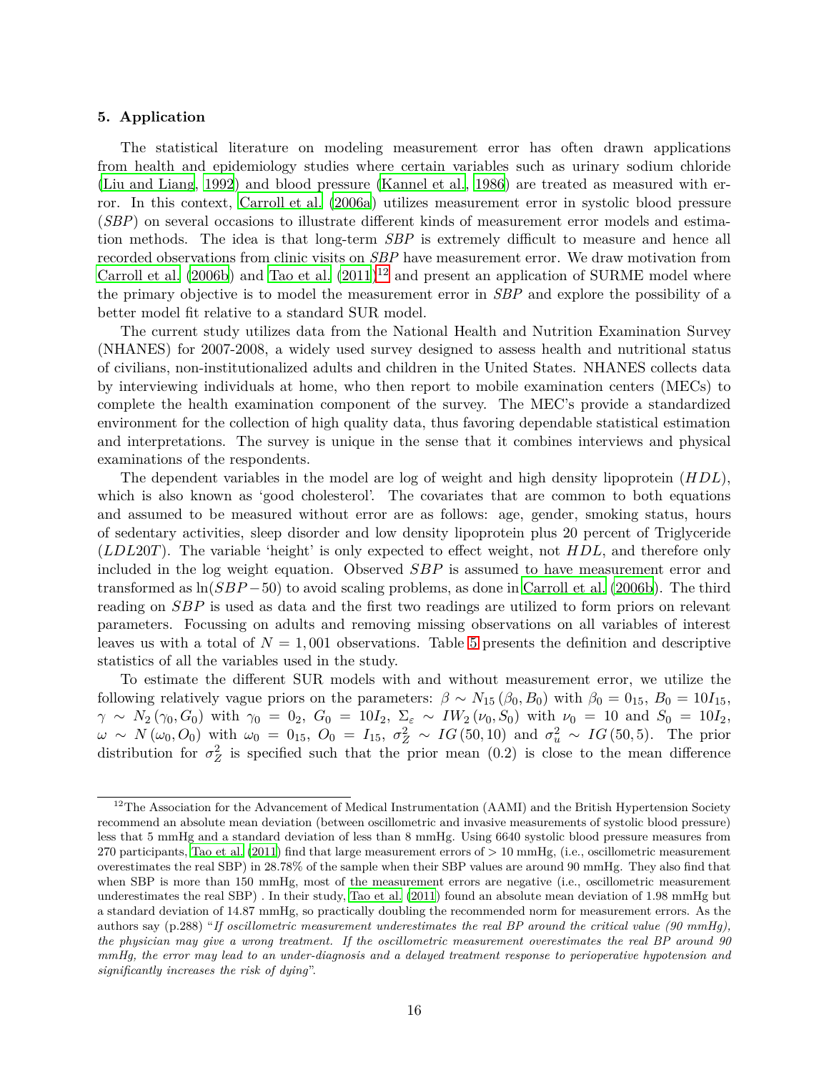## 5. Application

The statistical literature on modeling measurement error has often drawn applications from health and epidemiology studies where certain variables such as urinary sodium chloride (Liu and Liang, 1992) and blood pressure (Kannel et al., 1986) are treated as measured with error. In this context, Carroll et al. (2006a) utilizes measurement error in systolic blood pressure (*SBP*) on several occasions to illustrate different kinds of measurement error models and estimation methods. The idea is that long-term *SBP* is extremely difficult to measure and hence all recorded observations from clinic visits on *SBP* have measurement error. We draw motivation from Carroll et al. (2006b) and Tao et al. (2011)[12] and present an application of SURME model where the primary objective is to model the measurement error in *SBP* and explore the possibility of a better model fit relative to a standard SUR model.

The current study utilizes data from the National Health and Nutrition Examination Survey (NHANES) for 2007-2008, a widely used survey designed to assess health and nutritional status of civilians, non-institutionalized adults and children in the United States. NHANES collects data by interviewing individuals at home, who then report to mobile examination centers (MECs) to complete the health examination component of the survey. The MEC's provide a standardized environment for the collection of high quality data, thus favoring dependable statistical estimation and interpretations. The survey is unique in the sense that it combines interviews and physical examinations of the respondents.

The dependent variables in the model are log of weight and high density lipoprotein ($HDL$), which is also known as 'good cholesterol'. The covariates that are common to both equations and assumed to be measured without error are as follows: age, gender, smoking status, hours of sedentary activities, sleep disorder and low density lipoprotein plus 20 percent of Triglyceride ($LDL20T$). The variable 'height' is only expected to effect weight, not $HDL$, and therefore only included in the log weight equation. Observed *SBP* is assumed to have measurement error and transformed as $\ln(SBP - 50)$ to avoid scaling problems, as done in Carroll et al. (2006b). The third reading on *SBP* is used as data and the first two readings are utilized to form priors on relevant parameters. Focussing on adults and removing missing observations on all variables of interest leaves us with a total of $N = 1,001$ observations. Table 5 presents the definition and descriptive statistics of all the variables used in the study.

To estimate the different SUR models with and without measurement error, we utilize the following relatively vague priors on the parameters: $\beta \sim N_{15}(\beta_0, B_0)$ with $\beta_0 = 0_{15}$, $B_0 = 10I_{15}$, $\gamma \sim N_2(\gamma_0, G_0)$ with $\gamma_0 = 0_2$, $G_0 = 10I_2$, $\Sigma_\varepsilon \sim IW_2(\nu_0, S_0)$ with $\nu_0 = 10$ and $S_0 = 10I_2$, $\omega \sim N(\omega_0, O_0)$ with $\omega_0 = 0_{15}$, $O_0 = I_{15}$, $\sigma_Z^2 \sim IG(50, 10)$ and $\sigma_u^2 \sim IG(50, 5)$. The prior distribution for $\sigma_Z^2$ is specified such that the prior mean (0.2) is close to the mean difference

[12] The Association for the Advancement of Medical Instrumentation (AAMI) and the British Hypertension Society recommend an absolute mean deviation (between oscillometric and invasive measurements of systolic blood pressure) less that 5 mmHg and a standard deviation of less than 8 mmHg. Using 6640 systolic blood pressure measures from 270 participants, Tao et al. (2011) find that large measurement errors of > 10 mmHg, (i.e., oscillometric measurement overestimates the real SBP) in 28.78% of the sample when their SBP values are around 90 mmHg. They also find that when SBP is more than 150 mmHg, most of the measurement errors are negative (i.e., oscillometric measurement underestimates the real SBP) . In their study, Tao et al. (2011) found an absolute mean deviation of 1.98 mmHg but a standard deviation of 14.87 mmHg, so practically doubling the recommended norm for measurement errors. As the authors say (p.288) "*If oscillometric measurement underestimates the real BP around the critical value (90 mmHg), the physician may give a wrong treatment. If the oscillometric measurement overestimates the real BP around 90 mmHg, the error may lead to an under-diagnosis and a delayed treatment response to perioperative hypotension and significantly increases the risk of dying*".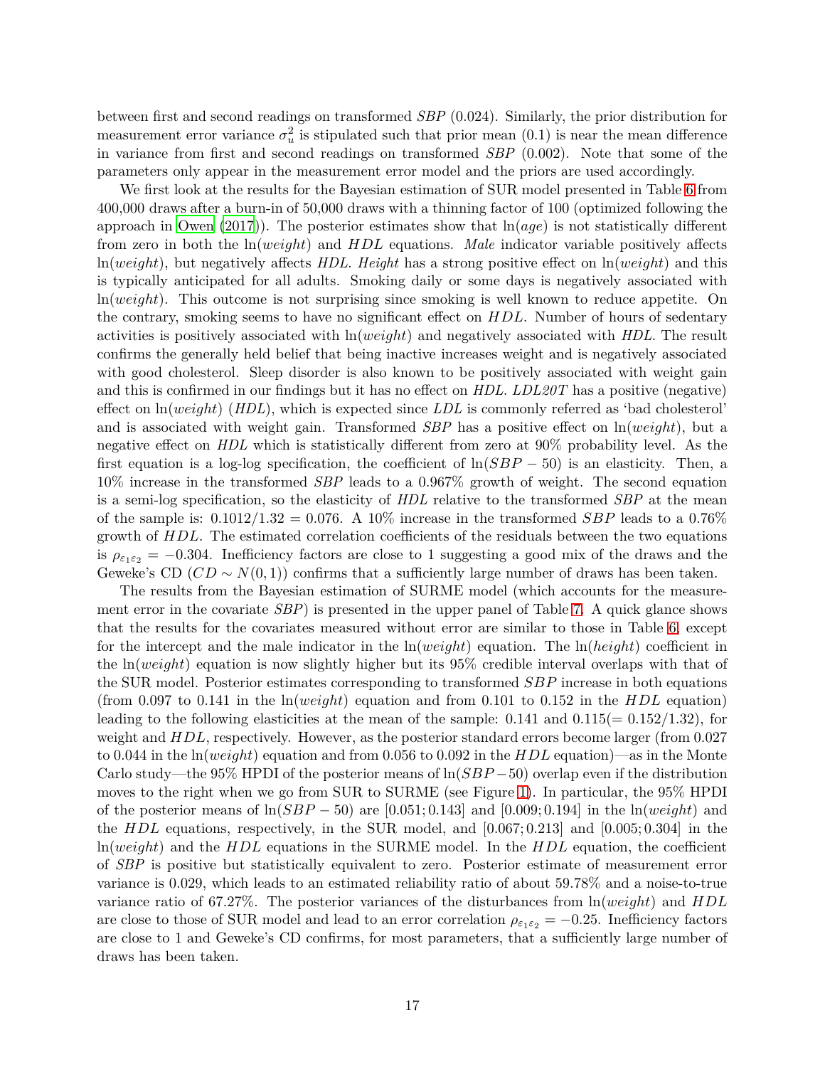between first and second readings on transformed *SBP* (0.024). Similarly, the prior distribution for measurement error variance $\sigma_u^2$ is stipulated such that prior mean (0.1) is near the mean difference in variance from first and second readings on transformed *SBP* (0.002). Note that some of the parameters only appear in the measurement error model and the priors are used accordingly.

We first look at the results for the Bayesian estimation of SUR model presented in Table 6 from 400,000 draws after a burn-in of 50,000 draws with a thinning factor of 100 (optimized following the approach in Owen (2017)). The posterior estimates show that $\ln(age)$ is not statistically different from zero in both the $\ln(weight)$ and $HDL$ equations. *Male* indicator variable positively affects $\ln(weight)$, but negatively affects *HDL*. *Height* has a strong positive effect on $\ln(weight)$ and this is typically anticipated for all adults. Smoking daily or some days is negatively associated with $\ln(weight)$. This outcome is not surprising since smoking is well known to reduce appetite. On the contrary, smoking seems to have no significant effect on $HDL$. Number of hours of sedentary activities is positively associated with $\ln(weight)$ and negatively associated with *HDL*. The result confirms the generally held belief that being inactive increases weight and is negatively associated with good cholesterol. Sleep disorder is also known to be positively associated with weight gain and this is confirmed in our findings but it has no effect on *HDL*. *LDL20T* has a positive (negative) effect on $\ln(weight)$ (*HDL*), which is expected since *LDL* is commonly referred as 'bad cholesterol' and is associated with weight gain. Transformed *SBP* has a positive effect on $\ln(weight)$, but a negative effect on *HDL* which is statistically different from zero at 90% probability level. As the first equation is a log-log specification, the coefficient of $\ln(SBP - 50)$ is an elasticity. Then, a 10% increase in the transformed *SBP* leads to a 0.967% growth of weight. The second equation is a semi-log specification, so the elasticity of *HDL* relative to the transformed *SBP* at the mean of the sample is: $0.1012/1.32 = 0.076$. A 10% increase in the transformed $SBP$ leads to a 0.76% growth of *HDL*. The estimated correlation coefficients of the residuals between the two equations is $\rho_{\varepsilon_1\varepsilon_2} = -0.304$. Inefficiency factors are close to 1 suggesting a good mix of the draws and the Geweke's CD ($CD \sim N(0, 1)$) confirms that a sufficiently large number of draws has been taken.

The results from the Bayesian estimation of SURME model (which accounts for the measurement error in the covariate *SBP*) is presented in the upper panel of Table 7. A quick glance shows that the results for the covariates measured without error are similar to those in Table 6, except for the intercept and the male indicator in the $\ln(weight)$ equation. The $\ln(height)$ coefficient in the $\ln(weight)$ equation is now slightly higher but its 95% credible interval overlaps with that of the SUR model. Posterior estimates corresponding to transformed $SBP$ increase in both equations (from 0.097 to 0.141 in the $\ln(weight)$ equation and from 0.101 to 0.152 in the $HDL$ equation) leading to the following elasticities at the mean of the sample: 0.141 and 0.115(= 0.152/1.32), for weight and $HDL$, respectively. However, as the posterior standard errors become larger (from 0.027 to 0.044 in the $\ln(weight)$ equation and from 0.056 to 0.092 in the $HDL$ equation)—as in the Monte Carlo study—the 95% HPDI of the posterior means of $\ln(SBP-50)$ overlap even if the distribution moves to the right when we go from SUR to SURME (see Figure 1). In particular, the 95% HPDI of the posterior means of $\ln(SBP - 50)$ are $[0.051; 0.143]$ and $[0.009; 0.194]$ in the $\ln(weight)$ and the $HDL$ equations, respectively, in the SUR model, and $[0.067; 0.213]$ and $[0.005; 0.304]$ in the $\ln(weight)$ and the $HDL$ equations in the SURME model. In the $HDL$ equation, the coefficient of *SBP* is positive but statistically equivalent to zero. Posterior estimate of measurement error variance is 0.029, which leads to an estimated reliability ratio of about 59.78% and a noise-to-true variance ratio of 67.27%. The posterior variances of the disturbances from $\ln(weight)$ and $HDL$ are close to those of SUR model and lead to an error correlation $\rho_{\varepsilon_1\varepsilon_2} = -0.25$. Inefficiency factors are close to 1 and Geweke's CD confirms, for most parameters, that a sufficiently large number of draws has been taken.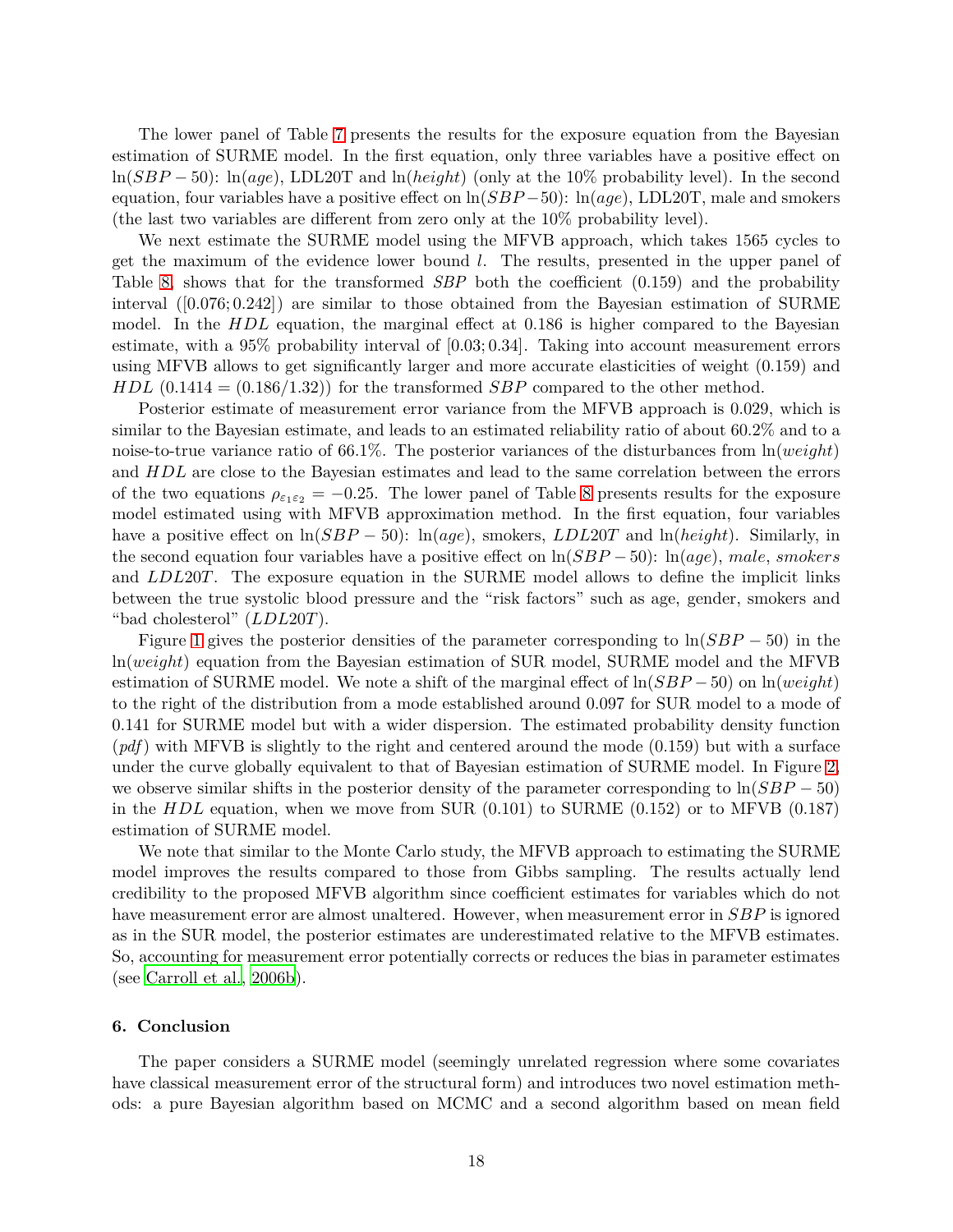The lower panel of Table 7 presents the results for the exposure equation from the Bayesian estimation of SURME model. In the first equation, only three variables have a positive effect on $\ln(SBP-50)$: $\ln(age)$, LDL20T and $\ln(height)$ (only at the 10% probability level). In the second equation, four variables have a positive effect on $\ln(SBP-50)$: $\ln(age)$, LDL20T, male and smokers (the last two variables are different from zero only at the 10% probability level).

We next estimate the SURME model using the MFVB approach, which takes 1565 cycles to get the maximum of the evidence lower bound $l$. The results, presented in the upper panel of Table 8, shows that for the transformed *SBP* both the coefficient (0.159) and the probability interval ([0.076; 0.242]) are similar to those obtained from the Bayesian estimation of SURME model. In the $HDL$ equation, the marginal effect at 0.186 is higher compared to the Bayesian estimate, with a 95% probability interval of [0.03; 0.34]. Taking into account measurement errors using MFVB allows to get significantly larger and more accurate elasticities of weight (0.159) and $HDL$ $(0.1414 = (0.186/1.32))$ for the transformed $SBP$ compared to the other method.

Posterior estimate of measurement error variance from the MFVB approach is 0.029, which is similar to the Bayesian estimate, and leads to an estimated reliability ratio of about 60.2% and to a noise-to-true variance ratio of 66.1%. The posterior variances of the disturbances from $\ln(weight)$ and $HDL$ are close to the Bayesian estimates and lead to the same correlation between the errors of the two equations $\rho_{\varepsilon_1\varepsilon_2} = -0.25$. The lower panel of Table 8 presents results for the exposure model estimated using with MFVB approximation method. In the first equation, four variables have a positive effect on $\ln(SBP-50)$: $\ln(age)$, smokers, $LDL20T$ and $\ln(height)$. Similarly, in the second equation four variables have a positive effect on $\ln(SBP-50)$: $\ln(age)$, $male$, $smokers$ and $LDL20T$. The exposure equation in the SURME model allows to define the implicit links between the true systolic blood pressure and the "risk factors" such as age, gender, smokers and "bad cholesterol" ($LDL20T$).

Figure 1 gives the posterior densities of the parameter corresponding to $\ln(SBP-50)$ in the $\ln(weight)$ equation from the Bayesian estimation of SUR model, SURME model and the MFVB estimation of SURME model. We note a shift of the marginal effect of $\ln(SBP-50)$ on $\ln(weight)$ to the right of the distribution from a mode established around 0.097 for SUR model to a mode of 0.141 for SURME model but with a wider dispersion. The estimated probability density function ($pdf$) with MFVB is slightly to the right and centered around the mode (0.159) but with a surface under the curve globally equivalent to that of Bayesian estimation of SURME model. In Figure 2, we observe similar shifts in the posterior density of the parameter corresponding to $\ln(SBP-50)$ in the $HDL$ equation, when we move from SUR (0.101) to SURME (0.152) or to MFVB (0.187) estimation of SURME model.

We note that similar to the Monte Carlo study, the MFVB approach to estimating the SURME model improves the results compared to those from Gibbs sampling. The results actually lend credibility to the proposed MFVB algorithm since coefficient estimates for variables which do not have measurement error are almost unaltered. However, when measurement error in $SBP$ is ignored as in the SUR model, the posterior estimates are underestimated relative to the MFVB estimates. So, accounting for measurement error potentially corrects or reduces the bias in parameter estimates (see Carroll et al., 2006b).

## 6. Conclusion

The paper considers a SURME model (seemingly unrelated regression where some covariates have classical measurement error of the structural form) and introduces two novel estimation methods: a pure Bayesian algorithm based on MCMC and a second algorithm based on mean field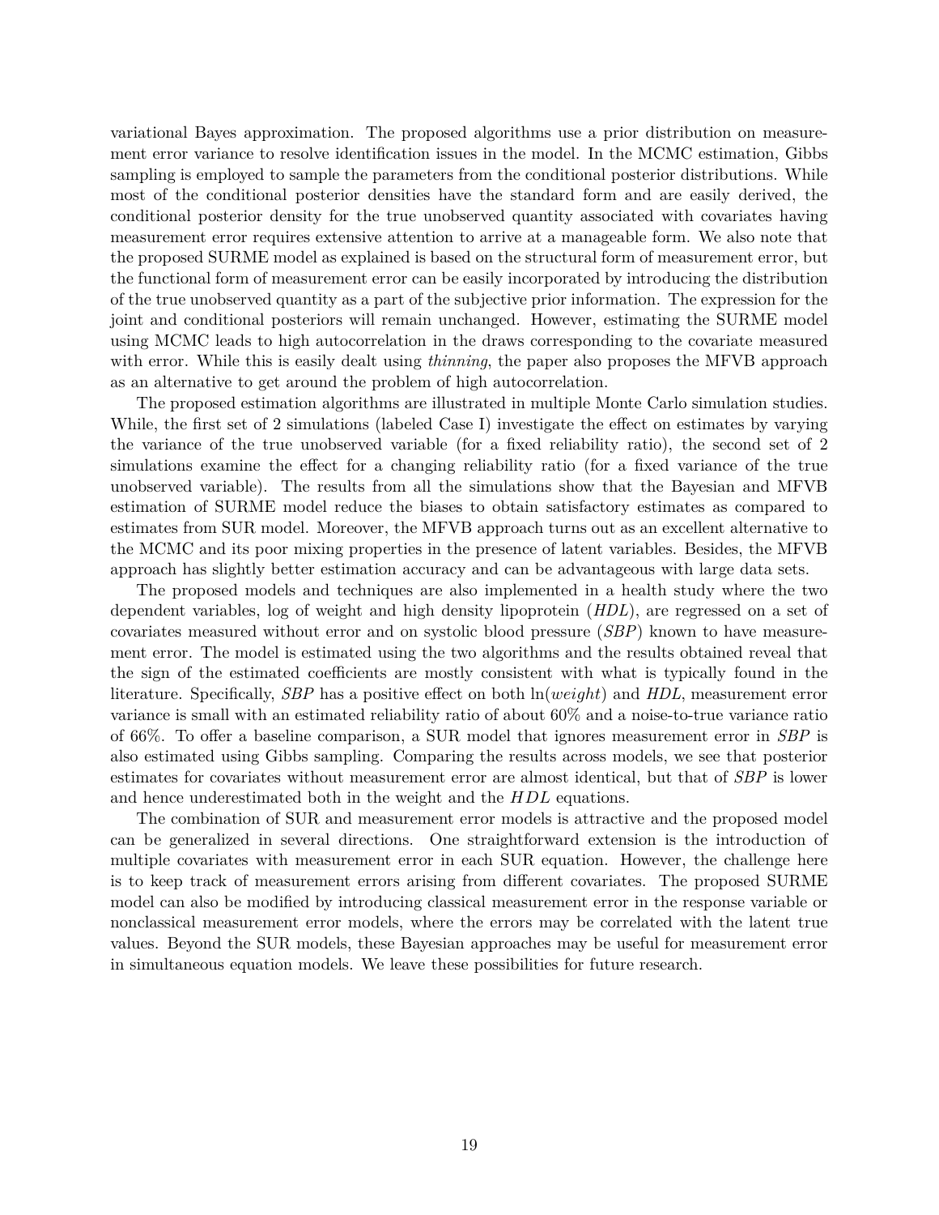variational Bayes approximation. The proposed algorithms use a prior distribution on measurement error variance to resolve identification issues in the model. In the MCMC estimation, Gibbs sampling is employed to sample the parameters from the conditional posterior distributions. While most of the conditional posterior densities have the standard form and are easily derived, the conditional posterior density for the true unobserved quantity associated with covariates having measurement error requires extensive attention to arrive at a manageable form. We also note that the proposed SURME model as explained is based on the structural form of measurement error, but the functional form of measurement error can be easily incorporated by introducing the distribution of the true unobserved quantity as a part of the subjective prior information. The expression for the joint and conditional posteriors will remain unchanged. However, estimating the SURME model using MCMC leads to high autocorrelation in the draws corresponding to the covariate measured with error. While this is easily dealt using *thinning*, the paper also proposes the MFVB approach as an alternative to get around the problem of high autocorrelation.

The proposed estimation algorithms are illustrated in multiple Monte Carlo simulation studies. While, the first set of 2 simulations (labeled Case I) investigate the effect on estimates by varying the variance of the true unobserved variable (for a fixed reliability ratio), the second set of 2 simulations examine the effect for a changing reliability ratio (for a fixed variance of the true unobserved variable). The results from all the simulations show that the Bayesian and MFVB estimation of SURME model reduce the biases to obtain satisfactory estimates as compared to estimates from SUR model. Moreover, the MFVB approach turns out as an excellent alternative to the MCMC and its poor mixing properties in the presence of latent variables. Besides, the MFVB approach has slightly better estimation accuracy and can be advantageous with large data sets.

The proposed models and techniques are also implemented in a health study where the two dependent variables, log of weight and high density lipoprotein (*HDL*), are regressed on a set of covariates measured without error and on systolic blood pressure (*SBP*) known to have measurement error. The model is estimated using the two algorithms and the results obtained reveal that the sign of the estimated coefficients are mostly consistent with what is typically found in the literature. Specifically, *SBP* has a positive effect on both $\ln(weight)$ and *HDL*, measurement error variance is small with an estimated reliability ratio of about 60% and a noise-to-true variance ratio of 66%. To offer a baseline comparison, a SUR model that ignores measurement error in *SBP* is also estimated using Gibbs sampling. Comparing the results across models, we see that posterior estimates for covariates without measurement error are almost identical, but that of *SBP* is lower and hence underestimated both in the weight and the $HDL$ equations.

The combination of SUR and measurement error models is attractive and the proposed model can be generalized in several directions. One straightforward extension is the introduction of multiple covariates with measurement error in each SUR equation. However, the challenge here is to keep track of measurement errors arising from different covariates. The proposed SURME model can also be modified by introducing classical measurement error in the response variable or nonclassical measurement error models, where the errors may be correlated with the latent true values. Beyond the SUR models, these Bayesian approaches may be useful for measurement error in simultaneous equation models. We leave these possibilities for future research.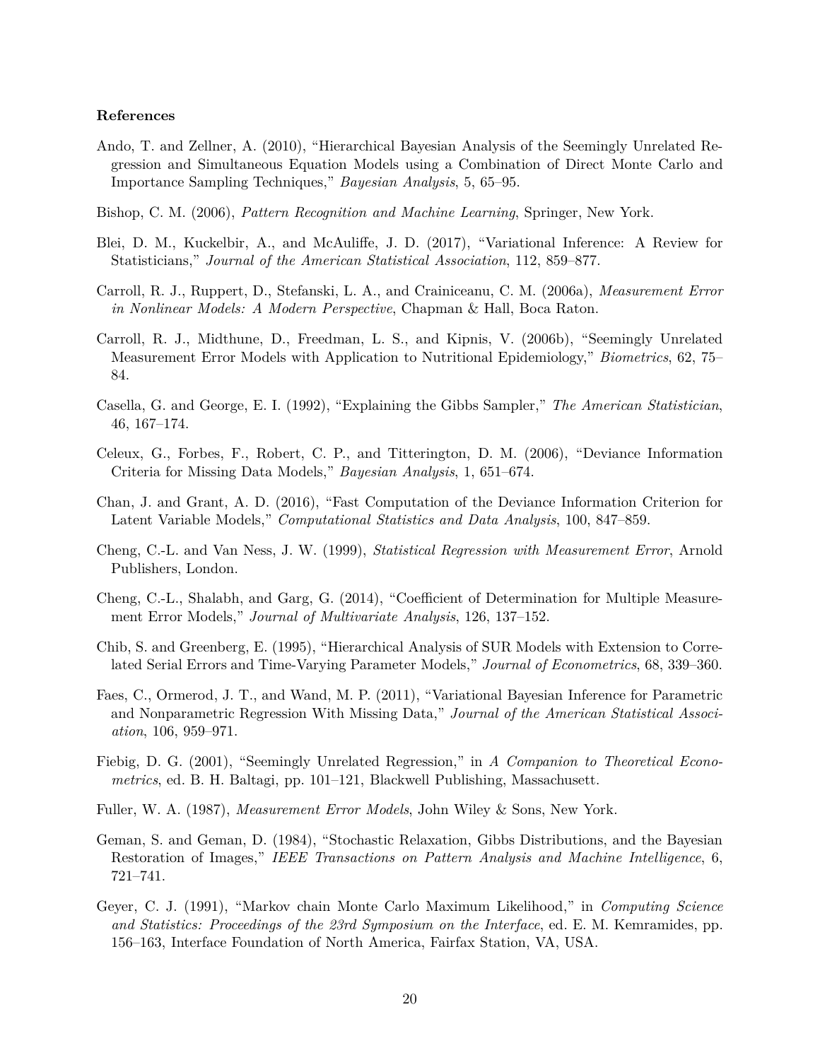**References**

Ando, T. and Zellner, A. (2010), "Hierarchical Bayesian Analysis of the Seemingly Unrelated Regression and Simultaneous Equation Models using a Combination of Direct Monte Carlo and Importance Sampling Techniques," *Bayesian Analysis*, 5, 65–95.

Bishop, C. M. (2006), *Pattern Recognition and Machine Learning*, Springer, New York.

Blei, D. M., Kuckelbir, A., and McAuliffe, J. D. (2017), "Variational Inference: A Review for Statisticians," *Journal of the American Statistical Association*, 112, 859–877.

Carroll, R. J., Ruppert, D., Stefanski, L. A., and Crainiceanu, C. M. (2006a), *Measurement Error in Nonlinear Models: A Modern Perspective*, Chapman & Hall, Boca Raton.

Carroll, R. J., Midthune, D., Freedman, L. S., and Kipnis, V. (2006b), "Seemingly Unrelated Measurement Error Models with Application to Nutritional Epidemiology," *Biometrics*, 62, 75–84.

Casella, G. and George, E. I. (1992), "Explaining the Gibbs Sampler," *The American Statistician*, 46, 167–174.

Celeux, G., Forbes, F., Robert, C. P., and Titterington, D. M. (2006), "Deviance Information Criteria for Missing Data Models," *Bayesian Analysis*, 1, 651–674.

Chan, J. and Grant, A. D. (2016), "Fast Computation of the Deviance Information Criterion for Latent Variable Models," *Computational Statistics and Data Analysis*, 100, 847–859.

Cheng, C.-L. and Van Ness, J. W. (1999), *Statistical Regression with Measurement Error*, Arnold Publishers, London.

Cheng, C.-L., Shalabh, and Garg, G. (2014), "Coefficient of Determination for Multiple Measurement Error Models," *Journal of Multivariate Analysis*, 126, 137–152.

Chib, S. and Greenberg, E. (1995), "Hierarchical Analysis of SUR Models with Extension to Correlated Serial Errors and Time-Varying Parameter Models," *Journal of Econometrics*, 68, 339–360.

Faes, C., Ormerod, J. T., and Wand, M. P. (2011), "Variational Bayesian Inference for Parametric and Nonparametric Regression With Missing Data," *Journal of the American Statistical Association*, 106, 959–971.

Fiebig, D. G. (2001), "Seemingly Unrelated Regression," in *A Companion to Theoretical Econometrics*, ed. B. H. Baltagi, pp. 101–121, Blackwell Publishing, Massachusett.

Fuller, W. A. (1987), *Measurement Error Models*, John Wiley & Sons, New York.

Geman, S. and Geman, D. (1984), "Stochastic Relaxation, Gibbs Distributions, and the Bayesian Restoration of Images," *IEEE Transactions on Pattern Analysis and Machine Intelligence*, 6, 721–741.

Geyer, C. J. (1991), "Markov chain Monte Carlo Maximum Likelihood," in *Computing Science and Statistics: Proceedings of the 23rd Symposium on the Interface*, ed. E. M. Kemramides, pp. 156–163, Interface Foundation of North America, Fairfax Station, VA, USA.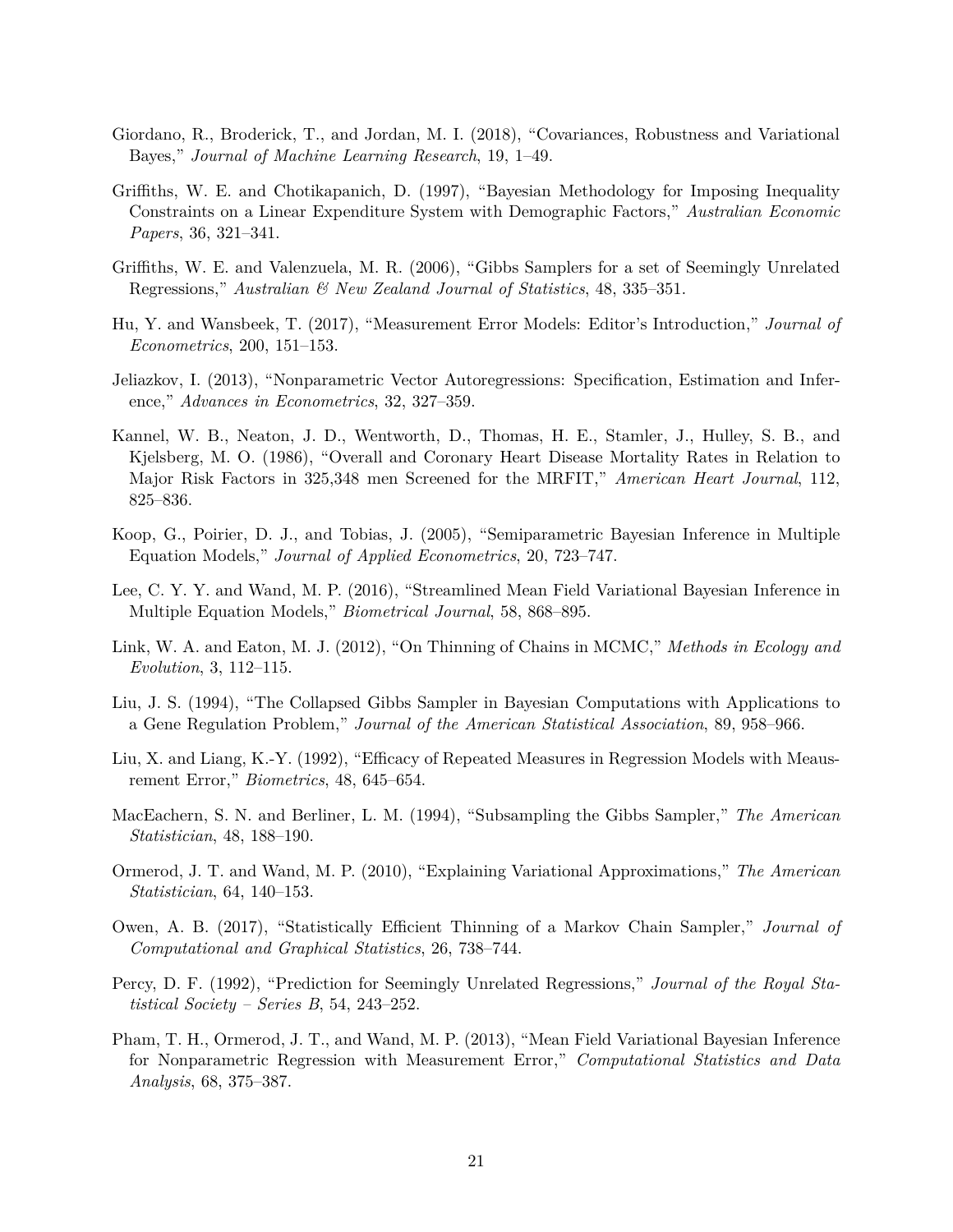Giordano, R., Broderick, T., and Jordan, M. I. (2018), "Covariances, Robustness and Variational Bayes," *Journal of Machine Learning Research*, 19, 1–49.

Griffiths, W. E. and Chotikapanich, D. (1997), "Bayesian Methodology for Imposing Inequality Constraints on a Linear Expenditure System with Demographic Factors," *Australian Economic Papers*, 36, 321–341.

Griffiths, W. E. and Valenzuela, M. R. (2006), "Gibbs Samplers for a set of Seemingly Unrelated Regressions," *Australian & New Zealand Journal of Statistics*, 48, 335–351.

Hu, Y. and Wansbeek, T. (2017), "Measurement Error Models: Editor's Introduction," *Journal of Econometrics*, 200, 151–153.

Jeliazkov, I. (2013), "Nonparametric Vector Autoregressions: Specification, Estimation and Inference," *Advances in Econometrics*, 32, 327–359.

Kannel, W. B., Neaton, J. D., Wentworth, D., Thomas, H. E., Stamler, J., Hulley, S. B., and Kjelsberg, M. O. (1986), "Overall and Coronary Heart Disease Mortality Rates in Relation to Major Risk Factors in 325,348 men Screened for the MRFIT," *American Heart Journal*, 112, 825–836.

Koop, G., Poirier, D. J., and Tobias, J. (2005), "Semiparametric Bayesian Inference in Multiple Equation Models," *Journal of Applied Econometrics*, 20, 723–747.

Lee, C. Y. Y. and Wand, M. P. (2016), "Streamlined Mean Field Variational Bayesian Inference in Multiple Equation Models," *Biometrical Journal*, 58, 868–895.

Link, W. A. and Eaton, M. J. (2012), "On Thinning of Chains in MCMC," *Methods in Ecology and Evolution*, 3, 112–115.

Liu, J. S. (1994), "The Collapsed Gibbs Sampler in Bayesian Computations with Applications to a Gene Regulation Problem," *Journal of the American Statistical Association*, 89, 958–966.

Liu, X. and Liang, K.-Y. (1992), "Efficacy of Repeated Measures in Regression Models with Meausrement Error," *Biometrics*, 48, 645–654.

MacEachern, S. N. and Berliner, L. M. (1994), "Subsampling the Gibbs Sampler," *The American Statistician*, 48, 188–190.

Ormerod, J. T. and Wand, M. P. (2010), "Explaining Variational Approximations," *The American Statistician*, 64, 140–153.

Owen, A. B. (2017), "Statistically Efficient Thinning of a Markov Chain Sampler," *Journal of Computational and Graphical Statistics*, 26, 738–744.

Percy, D. F. (1992), "Prediction for Seemingly Unrelated Regressions," *Journal of the Royal Statistical Society – Series B*, 54, 243–252.

Pham, T. H., Ormerod, J. T., and Wand, M. P. (2013), "Mean Field Variational Bayesian Inference for Nonparametric Regression with Measurement Error," *Computational Statistics and Data Analysis*, 68, 375–387.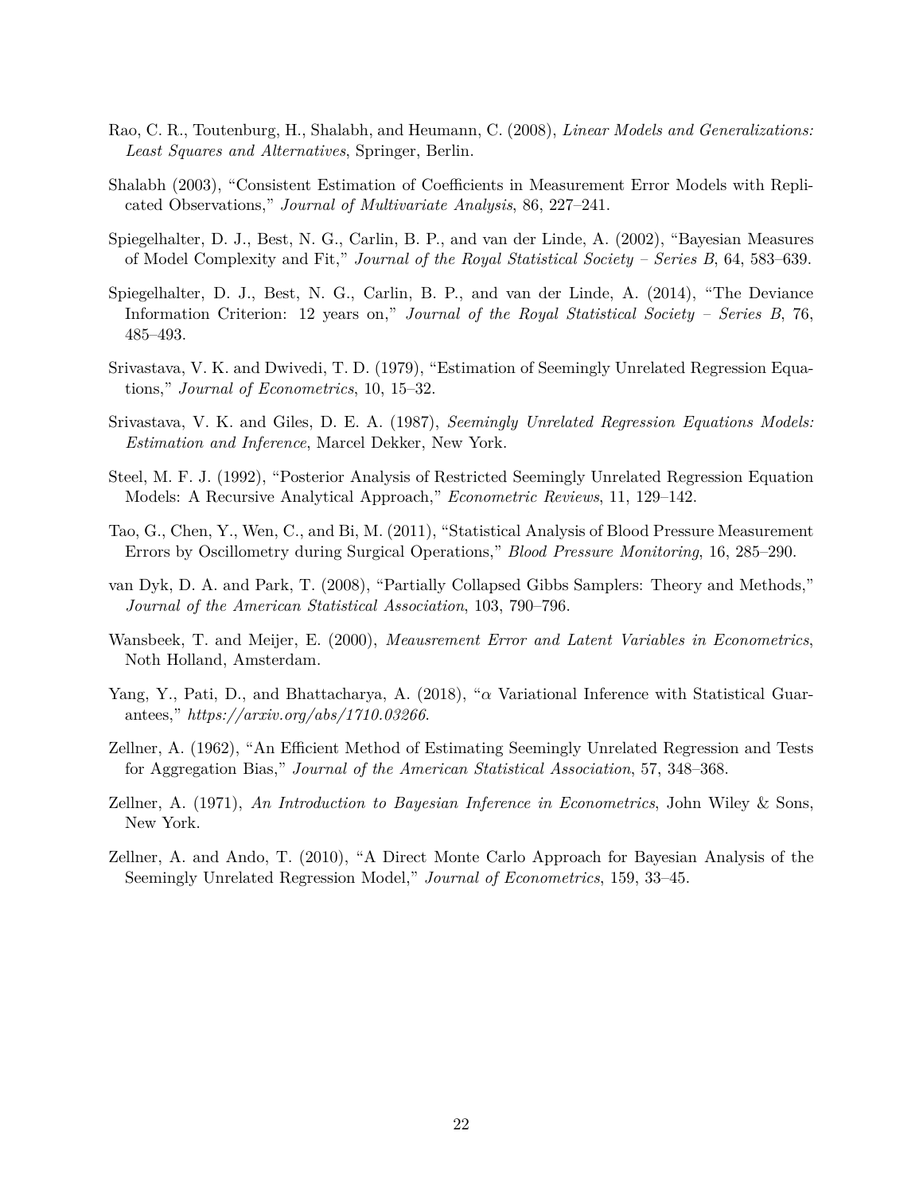Rao, C. R., Toutenburg, H., Shalabh, and Heumann, C. (2008), *Linear Models and Generalizations: Least Squares and Alternatives*, Springer, Berlin.

Shalabh (2003), "Consistent Estimation of Coefficients in Measurement Error Models with Replicated Observations," *Journal of Multivariate Analysis*, 86, 227–241.

Spiegelhalter, D. J., Best, N. G., Carlin, B. P., and van der Linde, A. (2002), "Bayesian Measures of Model Complexity and Fit," *Journal of the Royal Statistical Society – Series B*, 64, 583–639.

Spiegelhalter, D. J., Best, N. G., Carlin, B. P., and van der Linde, A. (2014), "The Deviance Information Criterion: 12 years on," *Journal of the Royal Statistical Society – Series B*, 76, 485–493.

Srivastava, V. K. and Dwivedi, T. D. (1979), "Estimation of Seemingly Unrelated Regression Equations," *Journal of Econometrics*, 10, 15–32.

Srivastava, V. K. and Giles, D. E. A. (1987), *Seemingly Unrelated Regression Equations Models: Estimation and Inference*, Marcel Dekker, New York.

Steel, M. F. J. (1992), "Posterior Analysis of Restricted Seemingly Unrelated Regression Equation Models: A Recursive Analytical Approach," *Econometric Reviews*, 11, 129–142.

Tao, G., Chen, Y., Wen, C., and Bi, M. (2011), "Statistical Analysis of Blood Pressure Measurement Errors by Oscillometry during Surgical Operations," *Blood Pressure Monitoring*, 16, 285–290.

van Dyk, D. A. and Park, T. (2008), "Partially Collapsed Gibbs Samplers: Theory and Methods," *Journal of the American Statistical Association*, 103, 790–796.

Wansbeek, T. and Meijer, E. (2000), *Meausrement Error and Latent Variables in Econometrics*, Noth Holland, Amsterdam.

Yang, Y., Pati, D., and Bhattacharya, A. (2018), "$\alpha$ Variational Inference with Statistical Guarantees," *https://arxiv.org/abs/1710.03266*.

Zellner, A. (1962), "An Efficient Method of Estimating Seemingly Unrelated Regression and Tests for Aggregation Bias," *Journal of the American Statistical Association*, 57, 348–368.

Zellner, A. (1971), *An Introduction to Bayesian Inference in Econometrics*, John Wiley & Sons, New York.

Zellner, A. and Ando, T. (2010), "A Direct Monte Carlo Approach for Bayesian Analysis of the Seemingly Unrelated Regression Model," *Journal of Econometrics*, 159, 33–45.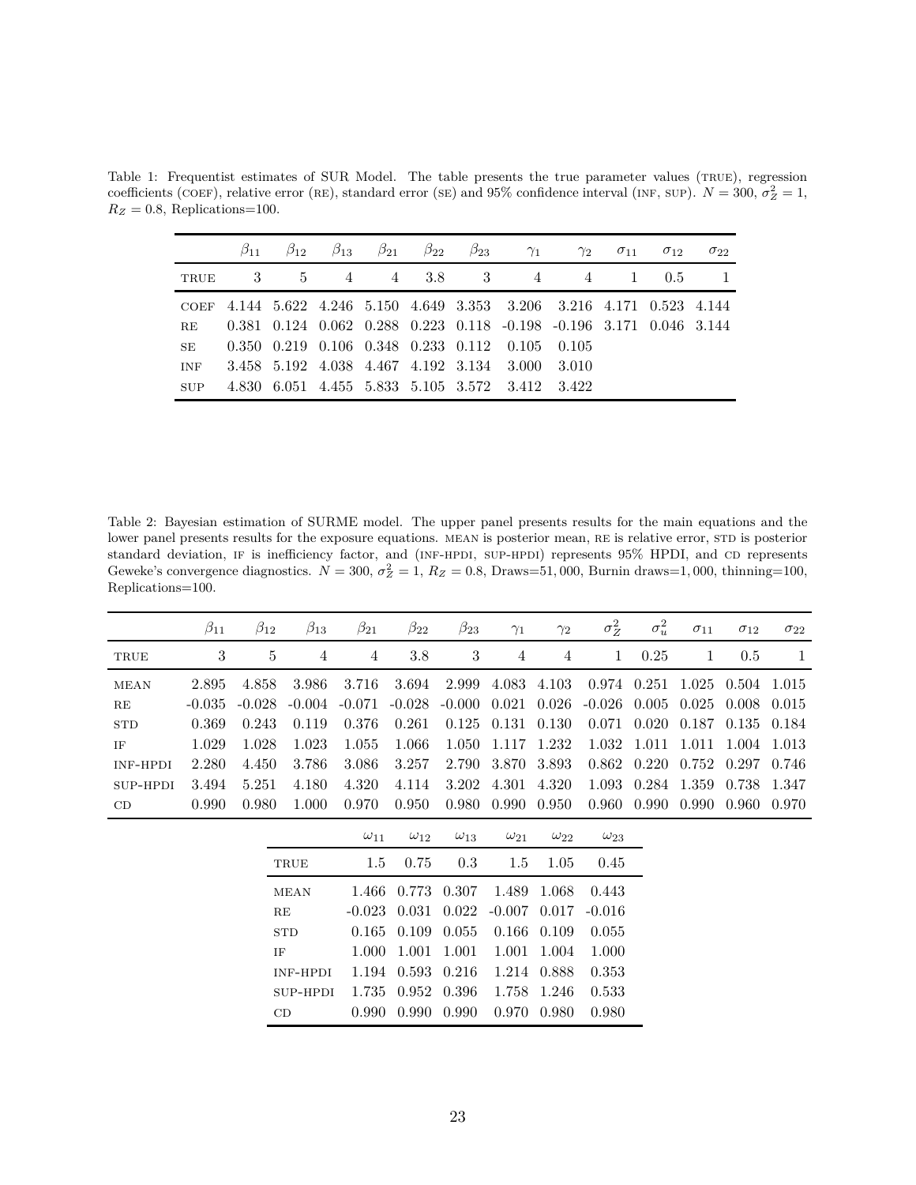Table 1: Frequentist estimates of SUR Model. The table presents the true parameter values (TRUE), regression coefficients (COEF), relative error (RE), standard error (SE) and 95% confidence interval (INF, SUP). $N = 300$, $\sigma_Z^2 = 1$, $R_Z = 0.8$, Replications=100.

| | $\beta_{11}$ | $\beta_{12}$ | $\beta_{13}$ | $\beta_{21}$ | $\beta_{22}$ | $\beta_{23}$ | $\gamma_1$ | $\gamma_2$ | $\sigma_{11}$ | $\sigma_{12}$ | $\sigma_{22}$ |
|---|---|---|---|---|---|---|---|---|---|---|---|
| TRUE | 3 | 5 | 4 | 4 | 3.8 | 3 | 4 | 4 | 1 | 0.5 | 1 |
| COEF | 4.144 | 5.622 | 4.246 | 5.150 | 4.649 | 3.353 | 3.206 | 3.216 | 4.171 | 0.523 | 4.144 |
| RE | 0.381 | 0.124 | 0.062 | 0.288 | 0.223 | 0.118 | -0.198 | -0.196 | 3.171 | 0.046 | 3.144 |
| SE | 0.350 | 0.219 | 0.106 | 0.348 | 0.233 | 0.112 | 0.105 | 0.105 | | | |
| INF | 3.458 | 5.192 | 4.038 | 4.467 | 4.192 | 3.134 | 3.000 | 3.010 | | | |
| SUP | 4.830 | 6.051 | 4.455 | 5.833 | 5.105 | 3.572 | 3.412 | 3.422 | | | |

Table 2: Bayesian estimation of SURME model. The upper panel presents results for the main equations and the lower panel presents results for the exposure equations. MEAN is posterior mean, RE is relative error, STD is posterior standard deviation, IF is inefficiency factor, and (INF-HPDI, SUP-HPDI) represents 95% HPDI, and CD represents Geweke's convergence diagnostics. $N = 300$, $\sigma_Z^2 = 1$, $R_Z = 0.8$, Draws=51,000, Burnin draws=1,000, thinning=100, Replications=100.

| | $\beta_{11}$ | $\beta_{12}$ | $\beta_{13}$ | $\beta_{21}$ | $\beta_{22}$ | $\beta_{23}$ | $\gamma_1$ | $\gamma_2$ | $\sigma_Z^2$ | $\sigma_u^2$ | $\sigma_{11}$ | $\sigma_{12}$ | $\sigma_{22}$ |
|---|---|---|---|---|---|---|---|---|---|---|---|---|---|
| TRUE | 3 | 5 | 4 | 4 | 3.8 | 3 | 4 | 4 | 1 | 0.25 | 1 | 0.5 | 1 |
| MEAN | 2.895 | 4.858 | 3.986 | 3.716 | 3.694 | 2.999 | 4.083 | 4.103 | 0.974 | 0.251 | 1.025 | 0.504 | 1.015 |
| RE | -0.035 | -0.028 | -0.004 | -0.071 | -0.028 | -0.000 | 0.021 | 0.026 | -0.026 | 0.005 | 0.025 | 0.008 | 0.015 |
| STD | 0.369 | 0.243 | 0.119 | 0.376 | 0.261 | 0.125 | 0.131 | 0.130 | 0.071 | 0.020 | 0.187 | 0.135 | 0.184 |
| IF | 1.029 | 1.028 | 1.023 | 1.055 | 1.066 | 1.050 | 1.117 | 1.232 | 1.032 | 1.011 | 1.011 | 1.004 | 1.013 |
| INF-HPDI | 2.280 | 4.450 | 3.786 | 3.086 | 3.257 | 2.790 | 3.870 | 3.893 | 0.862 | 0.220 | 0.752 | 0.297 | 0.746 |
| SUP-HPDI | 3.494 | 5.251 | 4.180 | 4.320 | 4.114 | 3.202 | 4.301 | 4.320 | 1.093 | 0.284 | 1.359 | 0.738 | 1.347 |
| CD | 0.990 | 0.980 | 1.000 | 0.970 | 0.950 | 0.980 | 0.990 | 0.950 | 0.960 | 0.990 | 0.990 | 0.960 | 0.970 |

| | $\omega_{11}$ | $\omega_{12}$ | $\omega_{13}$ | $\omega_{21}$ | $\omega_{22}$ | $\omega_{23}$ |
|---|---|---|---|---|---|---|
| TRUE | 1.5 | 0.75 | 0.3 | 1.5 | 1.05 | 0.45 |
| MEAN | 1.466 | 0.773 | 0.307 | 1.489 | 1.068 | 0.443 |
| RE | -0.023 | 0.031 | 0.022 | -0.007 | 0.017 | -0.016 |
| STD | 0.165 | 0.109 | 0.055 | 0.166 | 0.109 | 0.055 |
| IF | 1.000 | 1.001 | 1.001 | 1.001 | 1.004 | 1.000 |
| INF-HPDI | 1.194 | 0.593 | 0.216 | 1.214 | 0.888 | 0.353 |
| SUP-HPDI | 1.735 | 0.952 | 0.396 | 1.758 | 1.246 | 0.533 |
| CD | 0.990 | 0.990 | 0.990 | 0.970 | 0.980 | 0.980 |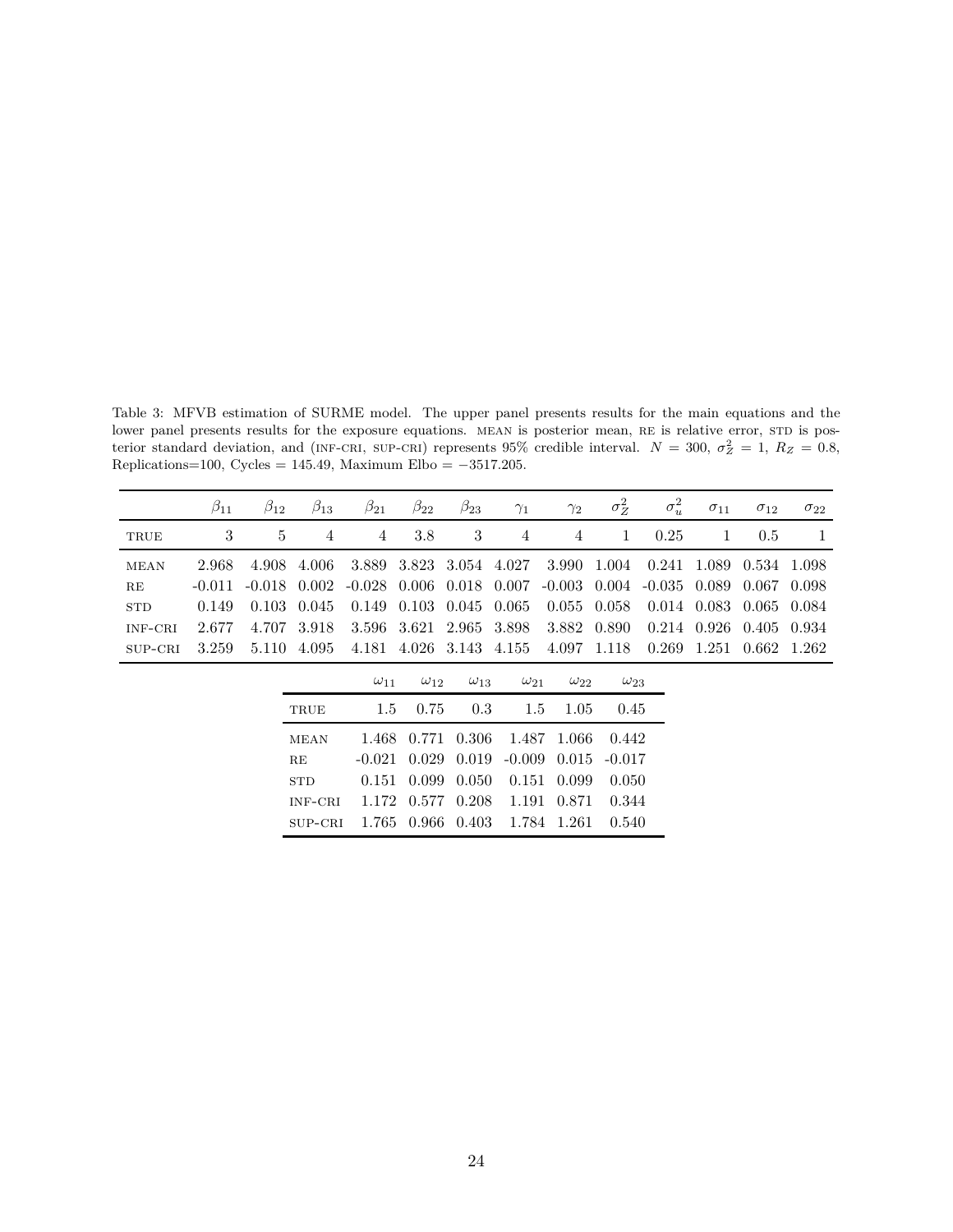Table 3: MFVB estimation of SURME model. The upper panel presents results for the main equations and the lower panel presents results for the exposure equations. MEAN is posterior mean, RE is relative error, STD is posterior standard deviation, and (INF-CRI, SUP-CRI) represents 95% credible interval. $N = 300$, $\sigma_Z^2 = 1$, $R_Z = 0.8$, Replications=100, Cycles = 145.49, Maximum Elbo = $-3517.205$.

| | $\beta_{11}$ | $\beta_{12}$ | $\beta_{13}$ | $\beta_{21}$ | $\beta_{22}$ | $\beta_{23}$ | $\gamma_1$ | $\gamma_2$ | $\sigma_Z^2$ | $\sigma_u^2$ | $\sigma_{11}$ | $\sigma_{12}$ | $\sigma_{22}$ |
|---|---|---|---|---|---|---|---|---|---|---|---|---|---|
| TRUE | 3 | 5 | 4 | 4 | 3.8 | 3 | 4 | 4 | 1 | 0.25 | 1 | 0.5 | 1 |
| MEAN | 2.968 | 4.908 | 4.006 | 3.889 | 3.823 | 3.054 | 4.027 | 3.990 | 1.004 | 0.241 | 1.089 | 0.534 | 1.098 |
| RE | -0.011 | -0.018 | 0.002 | -0.028 | 0.006 | 0.018 | 0.007 | -0.003 | 0.004 | -0.035 | 0.089 | 0.067 | 0.098 |
| STD | 0.149 | 0.103 | 0.045 | 0.149 | 0.103 | 0.045 | 0.065 | 0.055 | 0.058 | 0.014 | 0.083 | 0.065 | 0.084 |
| INF-CRI | 2.677 | 4.707 | 3.918 | 3.596 | 3.621 | 2.965 | 3.898 | 3.882 | 0.890 | 0.214 | 0.926 | 0.405 | 0.934 |
| SUP-CRI | 3.259 | 5.110 | 4.095 | 4.181 | 4.026 | 3.143 | 4.155 | 4.097 | 1.118 | 0.269 | 1.251 | 0.662 | 1.262 |

| | $\omega_{11}$ | $\omega_{12}$ | $\omega_{13}$ | $\omega_{21}$ | $\omega_{22}$ | $\omega_{23}$ |
|---|---|---|---|---|---|---|
| TRUE | 1.5 | 0.75 | 0.3 | 1.5 | 1.05 | 0.45 |
| MEAN | 1.468 | 0.771 | 0.306 | 1.487 | 1.066 | 0.442 |
| RE | -0.021 | 0.029 | 0.019 | -0.009 | 0.015 | -0.017 |
| STD | 0.151 | 0.099 | 0.050 | 0.151 | 0.099 | 0.050 |
| INF-CRI | 1.172 | 0.577 | 0.208 | 1.191 | 0.871 | 0.344 |
| SUP-CRI | 1.765 | 0.966 | 0.403 | 1.784 | 1.261 | 0.540 |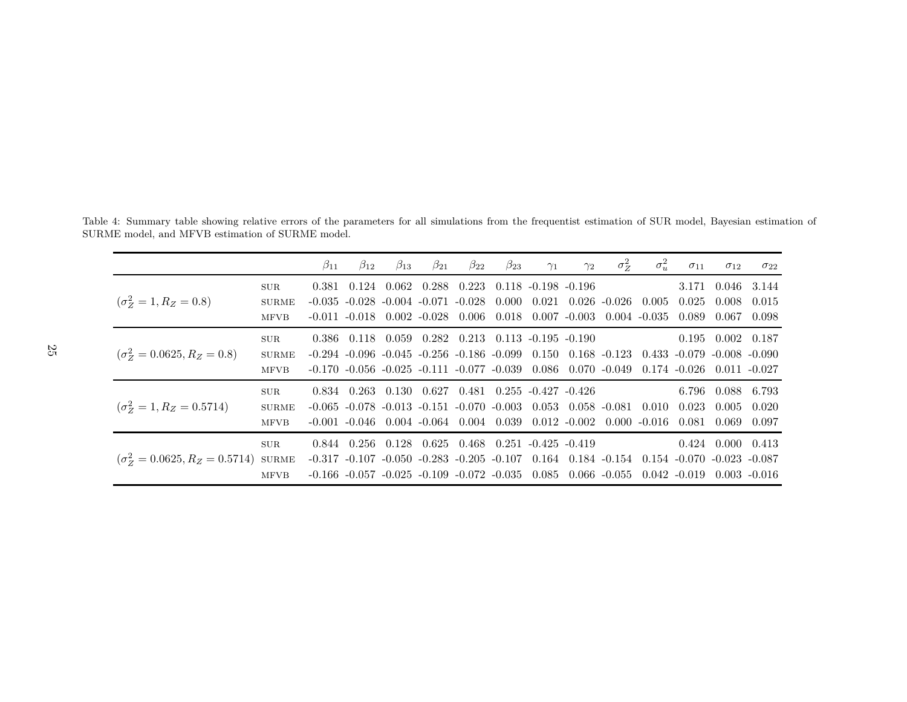Table 4: Summary table showing relative errors of the parameters for all simulations from the frequentist estimation of SUR model, Bayesian estimation of SURME model, and MFVB estimation of SURME model.

| | | $\beta_{11}$ | $\beta_{12}$ | $\beta_{13}$ | $\beta_{21}$ | $\beta_{22}$ | $\beta_{23}$ | $\gamma_1$ | $\gamma_2$ | $\sigma_Z^2$ | $\sigma_u^2$ | $\sigma_{11}$ | $\sigma_{12}$ | $\sigma_{22}$ |
|---|---|---|---|---|---|---|---|---|---|---|---|---|---|---|
| $(\sigma_Z^2 = 1, R_Z = 0.8)$ | SUR | 0.381 | 0.124 | 0.062 | 0.288 | 0.223 | 0.118 | -0.198 | -0.196 | | | 3.171 | 0.046 | 3.144 |
| | SURME | -0.035 | -0.028 | -0.004 | -0.071 | -0.028 | 0.000 | 0.021 | 0.026 | -0.026 | 0.005 | 0.025 | 0.008 | 0.015 |
| | MFVB | -0.011 | -0.018 | 0.002 | -0.028 | 0.006 | 0.018 | 0.007 | -0.003 | 0.004 | -0.035 | 0.089 | 0.067 | 0.098 |
| $(\sigma_Z^2 = 0.0625, R_Z = 0.8)$ | SUR | 0.386 | 0.118 | 0.059 | 0.282 | 0.213 | 0.113 | -0.195 | -0.190 | | | 0.195 | 0.002 | 0.187 |
| | SURME | -0.294 | -0.096 | -0.045 | -0.256 | -0.186 | -0.099 | 0.150 | 0.168 | -0.123 | 0.433 | -0.079 | -0.008 | -0.090 |
| | MFVB | -0.170 | -0.056 | -0.025 | -0.111 | -0.077 | -0.039 | 0.086 | 0.070 | -0.049 | 0.174 | -0.026 | 0.011 | -0.027 |
| $(\sigma_Z^2 = 1, R_Z = 0.5714)$ | SUR | 0.834 | 0.263 | 0.130 | 0.627 | 0.481 | 0.255 | -0.427 | -0.426 | | | 6.796 | 0.088 | 6.793 |
| | SURME | -0.065 | -0.078 | -0.013 | -0.151 | -0.070 | -0.003 | 0.053 | 0.058 | -0.081 | 0.010 | 0.023 | 0.005 | 0.020 |
| | MFVB | -0.001 | -0.046 | 0.004 | -0.064 | 0.004 | 0.039 | 0.012 | -0.002 | 0.000 | -0.016 | 0.081 | 0.069 | 0.097 |
| $(\sigma_Z^2 = 0.0625, R_Z = 0.5714)$ | SUR | 0.844 | 0.256 | 0.128 | 0.625 | 0.468 | 0.251 | -0.425 | -0.419 | | | 0.424 | 0.000 | 0.413 |
| | SURME | -0.317 | -0.107 | -0.050 | -0.283 | -0.205 | -0.107 | 0.164 | 0.184 | -0.154 | 0.154 | -0.070 | -0.023 | -0.087 |
| | MFVB | -0.166 | -0.057 | -0.025 | -0.109 | -0.072 | -0.035 | 0.085 | 0.066 | -0.055 | 0.042 | -0.019 | 0.003 | -0.016 |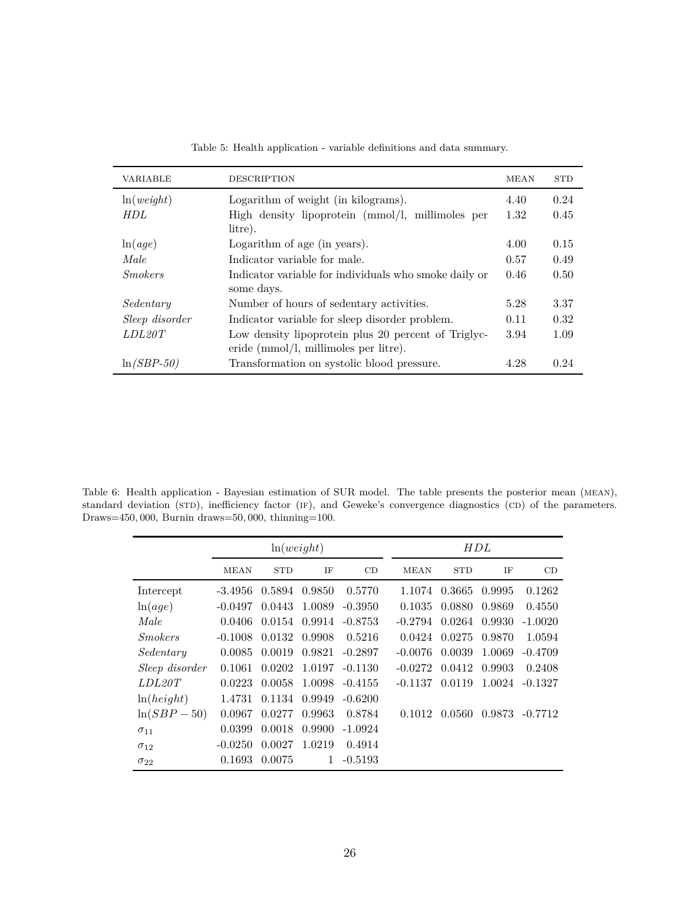Table 5: Health application - variable definitions and data summary.

| VARIABLE | DESCRIPTION | MEAN | STD |
|---|---|---|---|
| $\ln(weight)$ | Logarithm of weight (in kilograms). | 4.40 | 0.24 |
| *HDL* | High density lipoprotein (mmol/l, millimoles per litre). | 1.32 | 0.45 |
| $\ln(age)$ | Logarithm of age (in years). | 4.00 | 0.15 |
| *Male* | Indicator variable for male. | 0.57 | 0.49 |
| *Smokers* | Indicator variable for individuals who smoke daily or some days. | 0.46 | 0.50 |
| *Sedentary* | Number of hours of sedentary activities. | 5.28 | 3.37 |
| *Sleep disorder* | Indicator variable for sleep disorder problem. | 0.11 | 0.32 |
| *LDL20T* | Low density lipoprotein plus 20 percent of Triglyceride (mmol/l, millimoles per litre). | 3.94 | 1.09 |
| $\ln$*(SBP-50)* | Transformation on systolic blood pressure. | 4.28 | 0.24 |

Table 6: Health application - Bayesian estimation of SUR model. The table presents the posterior mean (MEAN), standard deviation (STD), inefficiency factor (IF), and Geweke's convergence diagnostics (CD) of the parameters. Draws=450,000, Burnin draws=50,000, thinning=100.

| | $\ln(weight)$ | | | | $HDL$ | | | |
|---|---|---|---|---|---|---|---|---|
| | MEAN | STD | IF | CD | MEAN | STD | IF | CD |
| Intercept | -3.4956 | 0.5894 | 0.9850 | 0.5770 | 1.1074 | 0.3665 | 0.9995 | 0.1262 |
| $\ln(age)$ | -0.0497 | 0.0443 | 1.0089 | -0.3950 | 0.1035 | 0.0880 | 0.9869 | 0.4550 |
| *Male* | 0.0406 | 0.0154 | 0.9914 | -0.8753 | -0.2794 | 0.0264 | 0.9930 | -1.0020 |
| *Smokers* | -0.1008 | 0.0132 | 0.9908 | 0.5216 | 0.0424 | 0.0275 | 0.9870 | 1.0594 |
| *Sedentary* | 0.0085 | 0.0019 | 0.9821 | -0.2897 | -0.0076 | 0.0039 | 1.0069 | -0.4709 |
| *Sleep disorder* | 0.1061 | 0.0202 | 1.0197 | -0.1130 | -0.0272 | 0.0412 | 0.9903 | 0.2408 |
| *LDL20T* | 0.0223 | 0.0058 | 1.0098 | -0.4155 | -0.1137 | 0.0119 | 1.0024 | -0.1327 |
| $\ln(height)$ | 1.4731 | 0.1134 | 0.9949 | -0.6200 | | | | |
| $\ln(SBP-50)$ | 0.0967 | 0.0277 | 0.9963 | 0.8784 | 0.1012 | 0.0560 | 0.9873 | -0.7712 |
| $\sigma_{11}$ | 0.0399 | 0.0018 | 0.9900 | -1.0924 | | | | |
| $\sigma_{12}$ | -0.0250 | 0.0027 | 1.0219 | 0.4914 | | | | |
| $\sigma_{22}$ | 0.1693 | 0.0075 | 1 | -0.5193 | | | | |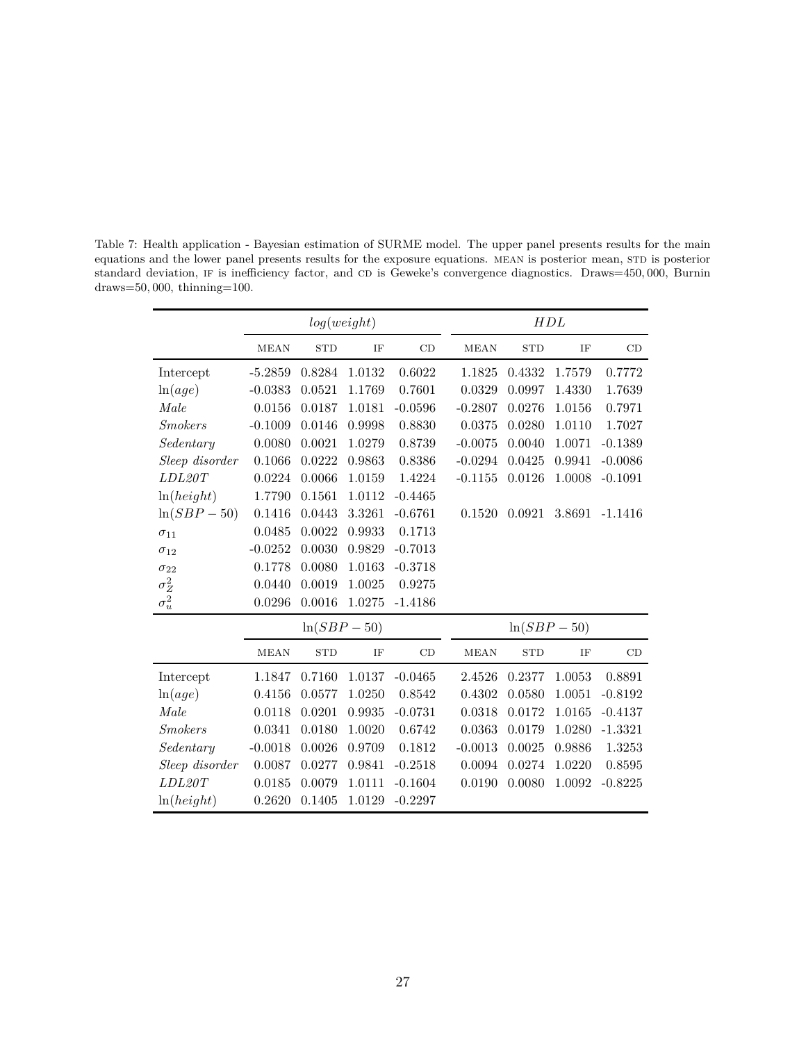Table 7: Health application - Bayesian estimation of SURME model. The upper panel presents results for the main equations and the lower panel presents results for the exposure equations. MEAN is posterior mean, STD is posterior standard deviation, IF is inefficiency factor, and CD is Geweke's convergence diagnostics. Draws=450,000, Burnin draws=50,000, thinning=100.

| | $log(weight)$ | | | | $HDL$ | | | |
|---|---|---|---|---|---|---|---|---|
| | MEAN | STD | IF | CD | MEAN | STD | IF | CD |
| Intercept | -5.2859 | 0.8284 | 1.0132 | 0.6022 | 1.1825 | 0.4332 | 1.7579 | 0.7772 |
| $\ln(age)$ | -0.0383 | 0.0521 | 1.1769 | 0.7601 | 0.0329 | 0.0997 | 1.4330 | 1.7639 |
| *Male* | 0.0156 | 0.0187 | 1.0181 | -0.0596 | -0.2807 | 0.0276 | 1.0156 | 0.7971 |
| *Smokers* | -0.1009 | 0.0146 | 0.9998 | 0.8830 | 0.0375 | 0.0280 | 1.0110 | 1.7027 |
| *Sedentary* | 0.0080 | 0.0021 | 1.0279 | 0.8739 | -0.0075 | 0.0040 | 1.0071 | -0.1389 |
| *Sleep disorder* | 0.1066 | 0.0222 | 0.9863 | 0.8386 | -0.0294 | 0.0425 | 0.9941 | -0.0086 |
| *LDL20T* | 0.0224 | 0.0066 | 1.0159 | 1.4224 | -0.1155 | 0.0126 | 1.0008 | -0.1091 |
| $\ln(height)$ | 1.7790 | 0.1561 | 1.0112 | -0.4465 | | | | |
| $\ln(SBP-50)$ | 0.1416 | 0.0443 | 3.3261 | -0.6761 | 0.1520 | 0.0921 | 3.8691 | -1.1416 |
| $\sigma_{11}$ | 0.0485 | 0.0022 | 0.9933 | 0.1713 | | | | |
| $\sigma_{12}$ | -0.0252 | 0.0030 | 0.9829 | -0.7013 | | | | |
| $\sigma_{22}$ | 0.1778 | 0.0080 | 1.0163 | -0.3718 | | | | |
| $\sigma_Z^2$ | 0.0440 | 0.0019 | 1.0025 | 0.9275 | | | | |
| $\sigma_u^2$ | 0.0296 | 0.0016 | 1.0275 | -1.4186 | | | | |
| | $\ln(SBP-50)$ | | | | $\ln(SBP-50)$ | | | |
| | MEAN | STD | IF | CD | MEAN | STD | IF | CD |
| Intercept | 1.1847 | 0.7160 | 1.0137 | -0.0465 | 2.4526 | 0.2377 | 1.0053 | 0.8891 |
| $\ln(age)$ | 0.4156 | 0.0577 | 1.0250 | 0.8542 | 0.4302 | 0.0580 | 1.0051 | -0.8192 |
| *Male* | 0.0118 | 0.0201 | 0.9935 | -0.0731 | 0.0318 | 0.0172 | 1.0165 | -0.4137 |
| *Smokers* | 0.0341 | 0.0180 | 1.0020 | 0.6742 | 0.0363 | 0.0179 | 1.0280 | -1.3321 |
| *Sedentary* | -0.0018 | 0.0026 | 0.9709 | 0.1812 | -0.0013 | 0.0025 | 0.9886 | 1.3253 |
| *Sleep disorder* | 0.0087 | 0.0277 | 0.9841 | -0.2518 | 0.0094 | 0.0274 | 1.0220 | 0.8595 |
| *LDL20T* | 0.0185 | 0.0079 | 1.0111 | -0.1604 | 0.0190 | 0.0080 | 1.0092 | -0.8225 |
| $\ln(height)$ | 0.2620 | 0.1405 | 1.0129 | -0.2297 | | | | |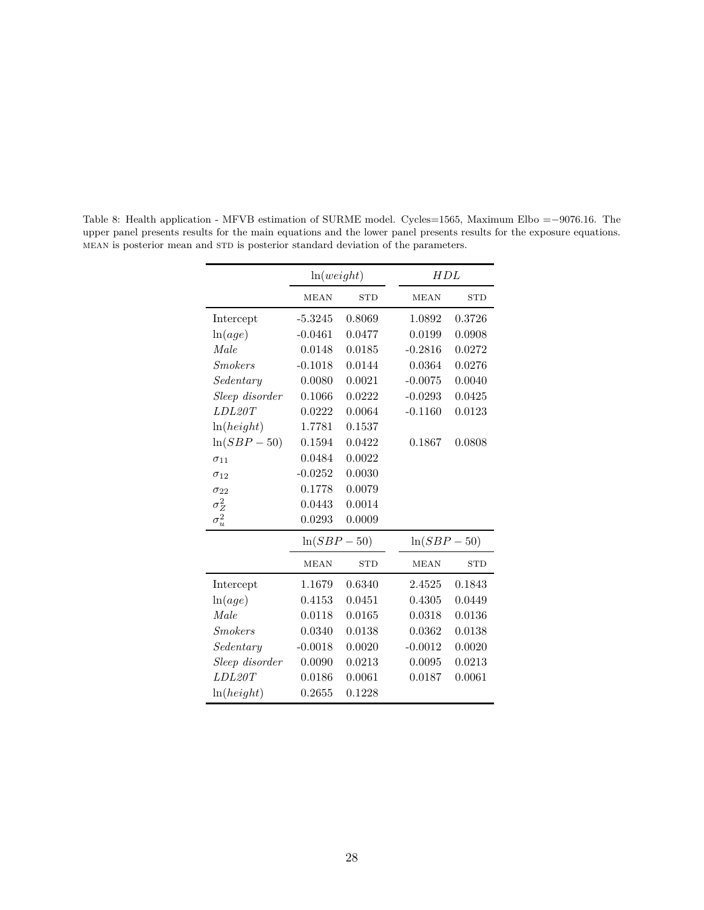Table 8: Health application - MFVB estimation of SURME model. Cycles=1565, Maximum Elbo $=-9076.16$. The upper panel presents results for the main equations and the lower panel presents results for the exposure equations. MEAN is posterior mean and STD is posterior standard deviation of the parameters.

| | $\ln(weight)$ | | $HDL$ | |
|---|---|---|---|---|
| | MEAN | STD | MEAN | STD |
| Intercept | -5.3245 | 0.8069 | 1.0892 | 0.3726 |
| $\ln(age)$ | -0.0461 | 0.0477 | 0.0199 | 0.0908 |
| *Male* | 0.0148 | 0.0185 | -0.2816 | 0.0272 |
| *Smokers* | -0.1018 | 0.0144 | 0.0364 | 0.0276 |
| *Sedentary* | 0.0080 | 0.0021 | -0.0075 | 0.0040 |
| *Sleep disorder* | 0.1066 | 0.0222 | -0.0293 | 0.0425 |
| *LDL20T* | 0.0222 | 0.0064 | -0.1160 | 0.0123 |
| $\ln(height)$ | 1.7781 | 0.1537 | | |
| $\ln(SBP-50)$ | 0.1594 | 0.0422 | 0.1867 | 0.0808 |
| $\sigma_{11}$ | 0.0484 | 0.0022 | | |
| $\sigma_{12}$ | -0.0252 | 0.0030 | | |
| $\sigma_{22}$ | 0.1778 | 0.0079 | | |
| $\sigma_Z^2$ | 0.0443 | 0.0014 | | |
| $\sigma_u^2$ | 0.0293 | 0.0009 | | |
| | $\ln(SBP-50)$ | | $\ln(SBP-50)$ | |
| | MEAN | STD | MEAN | STD |
| Intercept | 1.1679 | 0.6340 | 2.4525 | 0.1843 |
| $\ln(age)$ | 0.4153 | 0.0451 | 0.4305 | 0.0449 |
| *Male* | 0.0118 | 0.0165 | 0.0318 | 0.0136 |
| *Smokers* | 0.0340 | 0.0138 | 0.0362 | 0.0138 |
| *Sedentary* | -0.0018 | 0.0020 | -0.0012 | 0.0020 |
| *Sleep disorder* | 0.0090 | 0.0213 | 0.0095 | 0.0213 |
| *LDL20T* | 0.0186 | 0.0061 | 0.0187 | 0.0061 |
| $\ln(height)$ | 0.2655 | 0.1228 | | |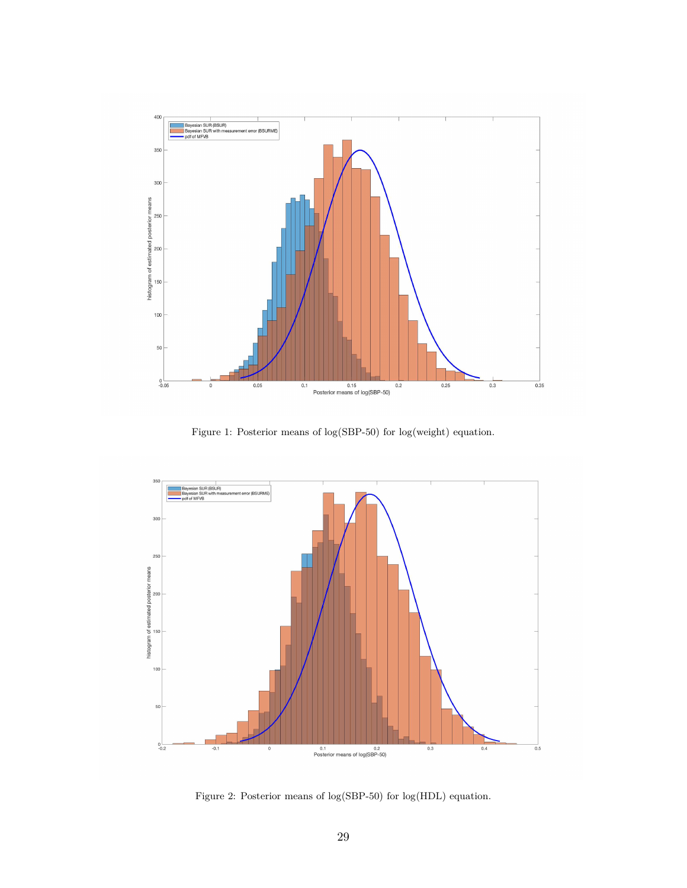Bayesian SUR (BSUR)
Bayesian SUR with measurement error (BSURME)
pdf of MFVB

histogram of estimated posterior means

400
350
300
250
200
150
100
50
0

-0.05
0
0.05
0.1
0.15
0.2
0.25
0.3
0.35

Posterior means of log(SBP-50)

Figure 1: Posterior means of log(SBP-50) for log(weight) equation.

Bayesian SUR (BSUR)
Bayesian SUR with measurement error (BSURME)
pdf of MFVB

histogram of estimated posterior means

350
300
250
200
150
100
50
0

-0.2
-0.1
0
0.1
0.2
0.3
0.4
0.5

Posterior means of log(SBP-50)

Figure 2: Posterior means of log(SBP-50) for log(HDL) equation.